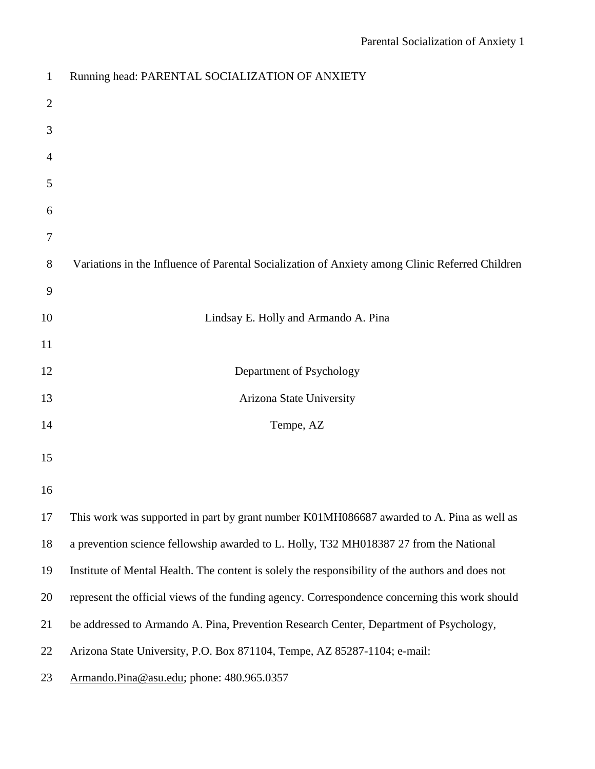Running head: PARENTAL SOCIALIZATION OF ANXIETY

# Variations in the Influence of Parental Socialization of Anxiety among Clinic Referred Children

Lindsay E. Holly and Armando A. Pina

Department of Psychology

Arizona State University

Tempe, AZ

This work was supported in part by grant number K01MH086687 awarded to A. Pina as well as a prevention science fellowship awarded to L. Holly, T32 MH018387 27 from the National Institute of Mental Health. The content is solely the responsibility of the authors and does not represent the official views of the funding agency. Correspondence concerning this work should be addressed to Armando A. Pina, Prevention Research Center, Department of Psychology, Arizona State University, P.O. Box 871104, Tempe, AZ 85287-1104; e-mail: Armando.Pina@asu.edu; phone: 480.965.0357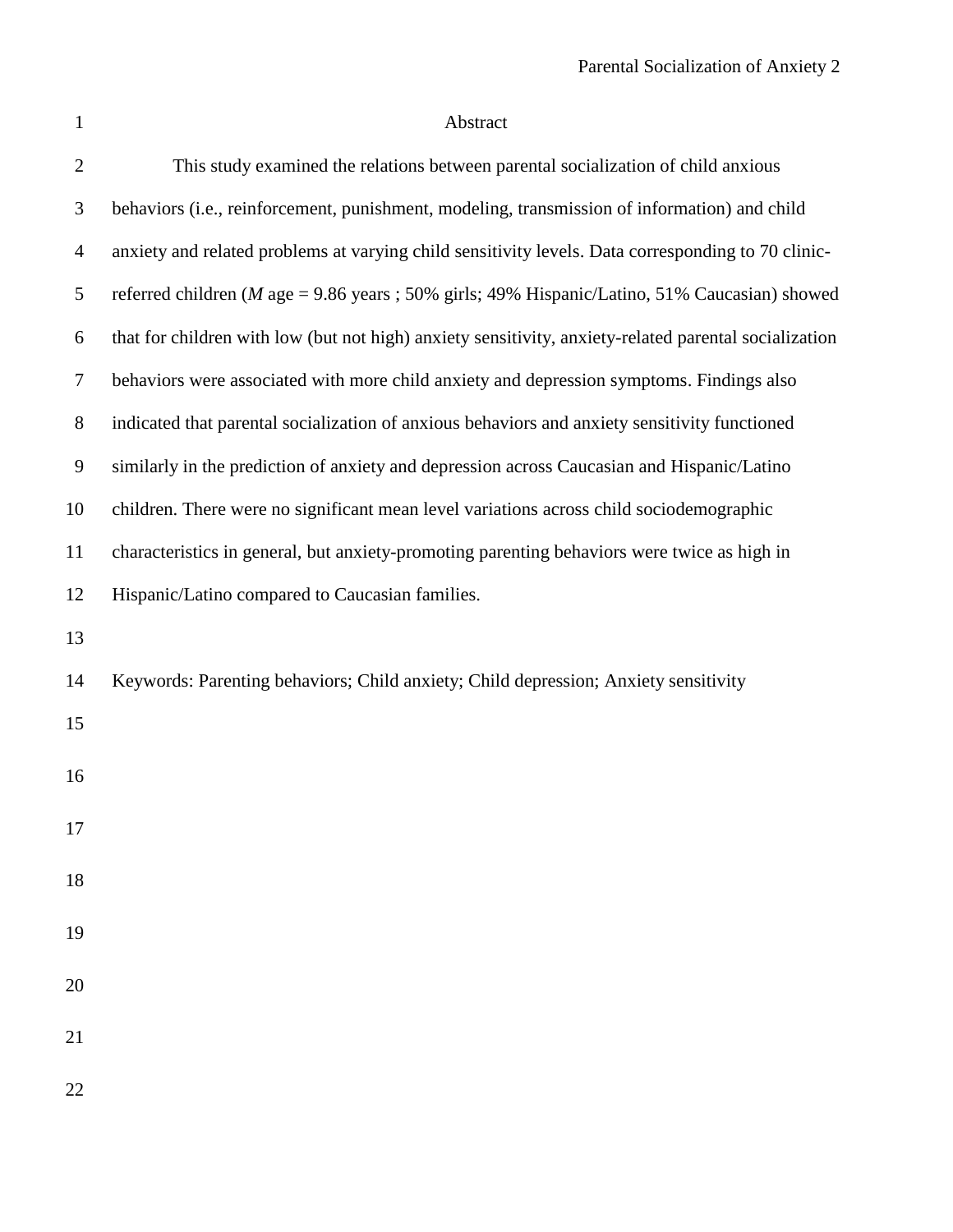## Abstract

This study examined the relations between parental socialization of child anxious behaviors (i.e., reinforcement, punishment, modeling, transmission of information) and child anxiety and related problems at varying child sensitivity levels. Data corresponding to 70 clinic-referred children (*M* age = 9.86 years ; 50% girls; 49% Hispanic/Latino, 51% Caucasian) showed that for children with low (but not high) anxiety sensitivity, anxiety-related parental socialization behaviors were associated with more child anxiety and depression symptoms. Findings also indicated that parental socialization of anxious behaviors and anxiety sensitivity functioned similarly in the prediction of anxiety and depression across Caucasian and Hispanic/Latino children. There were no significant mean level variations across child sociodemographic characteristics in general, but anxiety-promoting parenting behaviors were twice as high in Hispanic/Latino compared to Caucasian families.

Keywords: Parenting behaviors; Child anxiety; Child depression; Anxiety sensitivity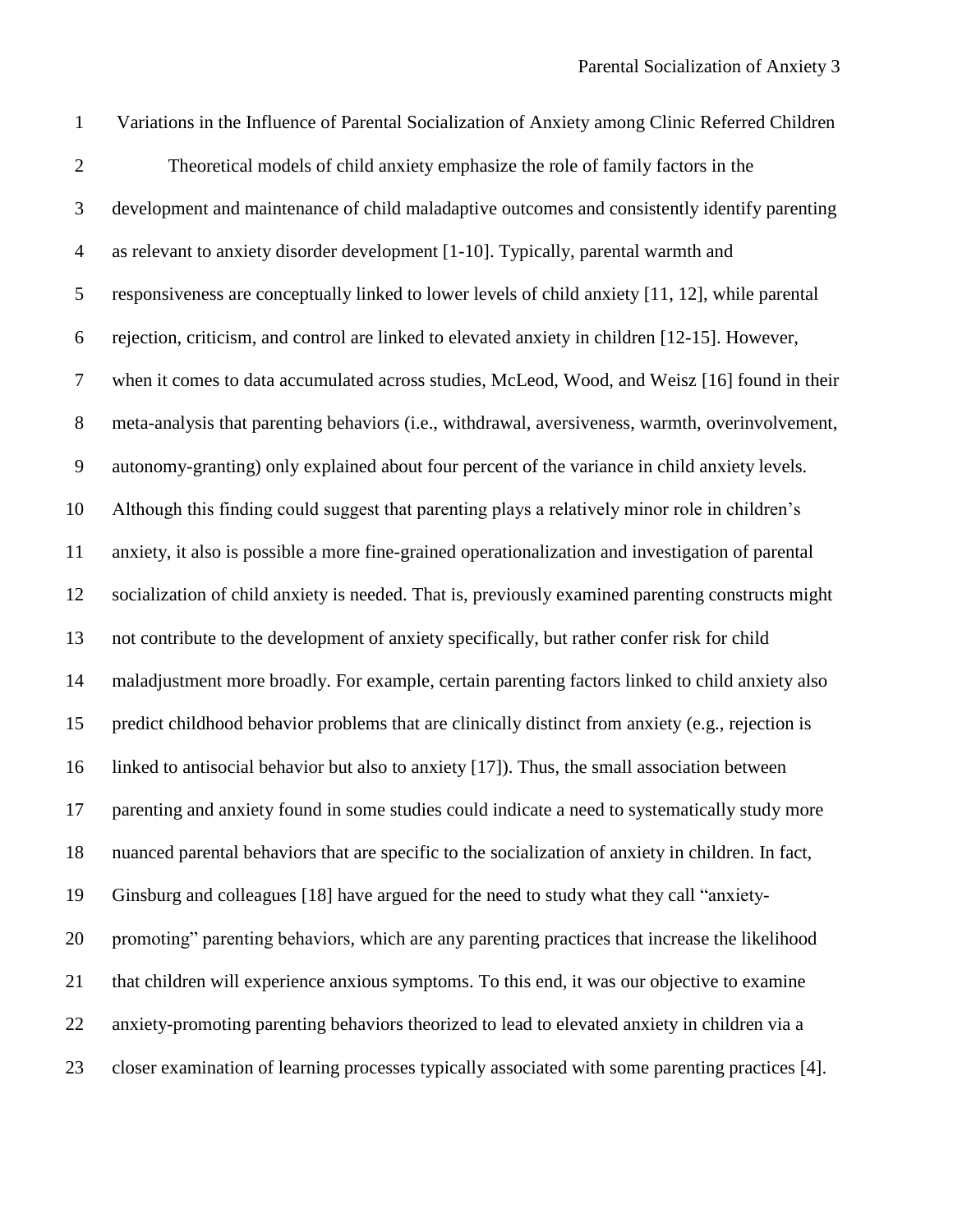# Variations in the Influence of Parental Socialization of Anxiety among Clinic Referred Children

Theoretical models of child anxiety emphasize the role of family factors in the development and maintenance of child maladaptive outcomes and consistently identify parenting as relevant to anxiety disorder development [1-10]. Typically, parental warmth and responsiveness are conceptually linked to lower levels of child anxiety [11, 12], while parental rejection, criticism, and control are linked to elevated anxiety in children [12-15]. However, when it comes to data accumulated across studies, McLeod, Wood, and Weisz [16] found in their meta-analysis that parenting behaviors (i.e., withdrawal, aversiveness, warmth, overinvolvement, autonomy-granting) only explained about four percent of the variance in child anxiety levels. Although this finding could suggest that parenting plays a relatively minor role in children's anxiety, it also is possible a more fine-grained operationalization and investigation of parental socialization of child anxiety is needed. That is, previously examined parenting constructs might not contribute to the development of anxiety specifically, but rather confer risk for child maladjustment more broadly. For example, certain parenting factors linked to child anxiety also predict childhood behavior problems that are clinically distinct from anxiety (e.g., rejection is linked to antisocial behavior but also to anxiety [17]). Thus, the small association between parenting and anxiety found in some studies could indicate a need to systematically study more nuanced parental behaviors that are specific to the socialization of anxiety in children. In fact, Ginsburg and colleagues [18] have argued for the need to study what they call "anxiety-promoting" parenting behaviors, which are any parenting practices that increase the likelihood that children will experience anxious symptoms. To this end, it was our objective to examine anxiety-promoting parenting behaviors theorized to lead to elevated anxiety in children via a closer examination of learning processes typically associated with some parenting practices [4].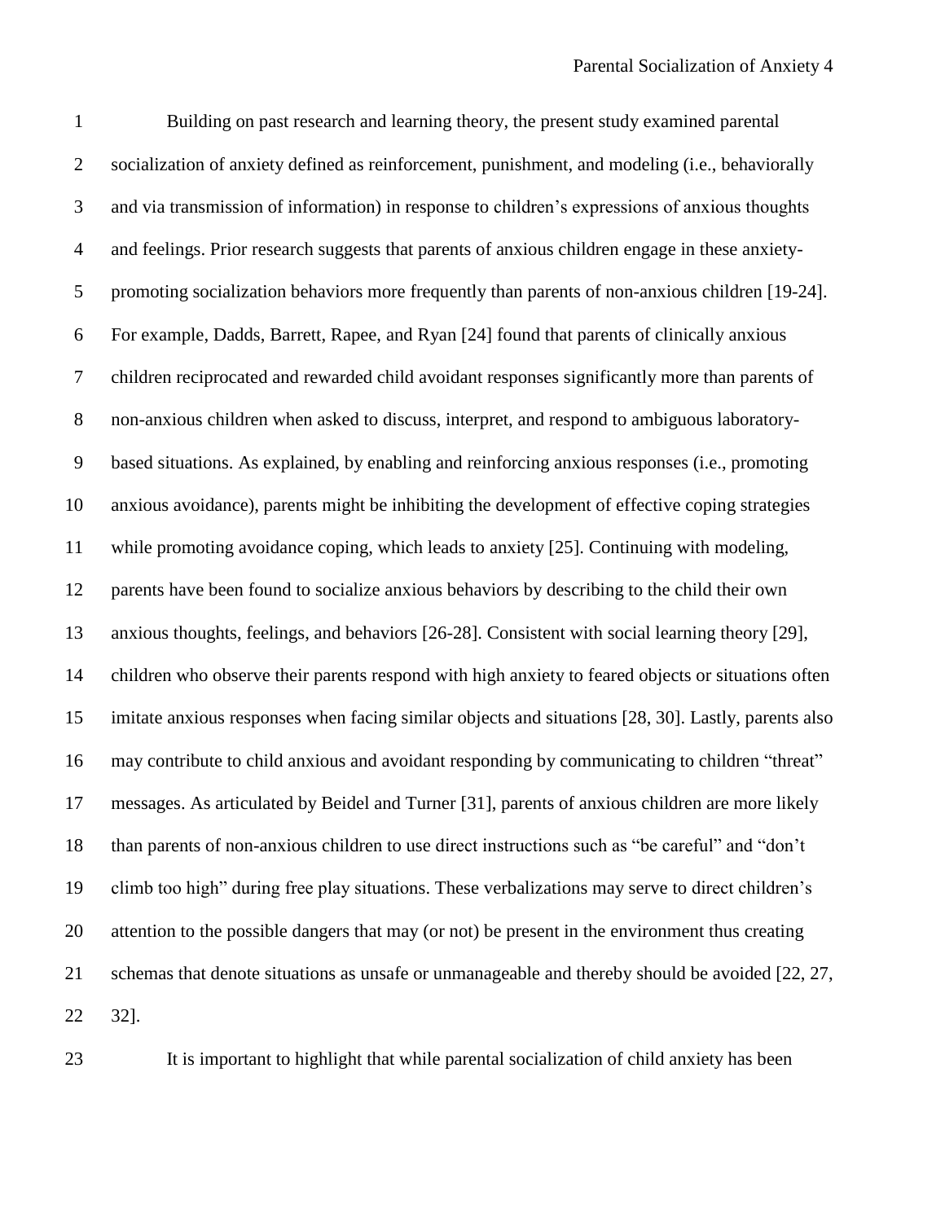Building on past research and learning theory, the present study examined parental socialization of anxiety defined as reinforcement, punishment, and modeling (i.e., behaviorally and via transmission of information) in response to children's expressions of anxious thoughts and feelings. Prior research suggests that parents of anxious children engage in these anxiety-promoting socialization behaviors more frequently than parents of non-anxious children [19-24]. For example, Dadds, Barrett, Rapee, and Ryan [24] found that parents of clinically anxious children reciprocated and rewarded child avoidant responses significantly more than parents of non-anxious children when asked to discuss, interpret, and respond to ambiguous laboratory-based situations. As explained, by enabling and reinforcing anxious responses (i.e., promoting anxious avoidance), parents might be inhibiting the development of effective coping strategies while promoting avoidance coping, which leads to anxiety [25]. Continuing with modeling, parents have been found to socialize anxious behaviors by describing to the child their own anxious thoughts, feelings, and behaviors [26-28]. Consistent with social learning theory [29], children who observe their parents respond with high anxiety to feared objects or situations often imitate anxious responses when facing similar objects and situations [28, 30]. Lastly, parents also may contribute to child anxious and avoidant responding by communicating to children "threat" messages. As articulated by Beidel and Turner [31], parents of anxious children are more likely than parents of non-anxious children to use direct instructions such as "be careful" and "don't climb too high" during free play situations. These verbalizations may serve to direct children's attention to the possible dangers that may (or not) be present in the environment thus creating schemas that denote situations as unsafe or unmanageable and thereby should be avoided [22, 27, 32].

It is important to highlight that while parental socialization of child anxiety has been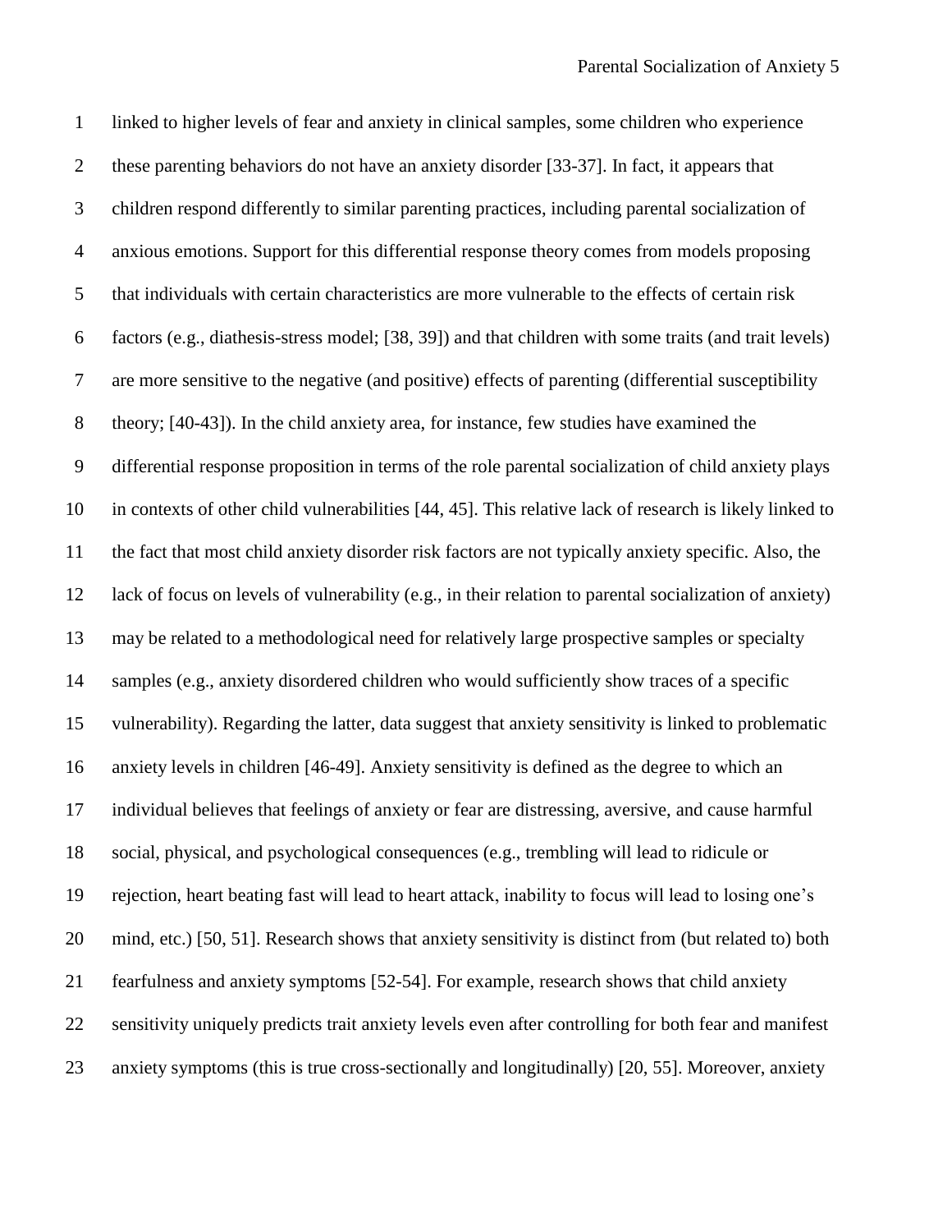linked to higher levels of fear and anxiety in clinical samples, some children who experience these parenting behaviors do not have an anxiety disorder [33-37]. In fact, it appears that children respond differently to similar parenting practices, including parental socialization of anxious emotions. Support for this differential response theory comes from models proposing that individuals with certain characteristics are more vulnerable to the effects of certain risk factors (e.g., diathesis-stress model; [38, 39]) and that children with some traits (and trait levels) are more sensitive to the negative (and positive) effects of parenting (differential susceptibility theory; [40-43]). In the child anxiety area, for instance, few studies have examined the differential response proposition in terms of the role parental socialization of child anxiety plays in contexts of other child vulnerabilities [44, 45]. This relative lack of research is likely linked to the fact that most child anxiety disorder risk factors are not typically anxiety specific. Also, the lack of focus on levels of vulnerability (e.g., in their relation to parental socialization of anxiety) may be related to a methodological need for relatively large prospective samples or specialty samples (e.g., anxiety disordered children who would sufficiently show traces of a specific vulnerability). Regarding the latter, data suggest that anxiety sensitivity is linked to problematic anxiety levels in children [46-49]. Anxiety sensitivity is defined as the degree to which an individual believes that feelings of anxiety or fear are distressing, aversive, and cause harmful social, physical, and psychological consequences (e.g., trembling will lead to ridicule or rejection, heart beating fast will lead to heart attack, inability to focus will lead to losing one's mind, etc.) [50, 51]. Research shows that anxiety sensitivity is distinct from (but related to) both fearfulness and anxiety symptoms [52-54]. For example, research shows that child anxiety sensitivity uniquely predicts trait anxiety levels even after controlling for both fear and manifest anxiety symptoms (this is true cross-sectionally and longitudinally) [20, 55]. Moreover, anxiety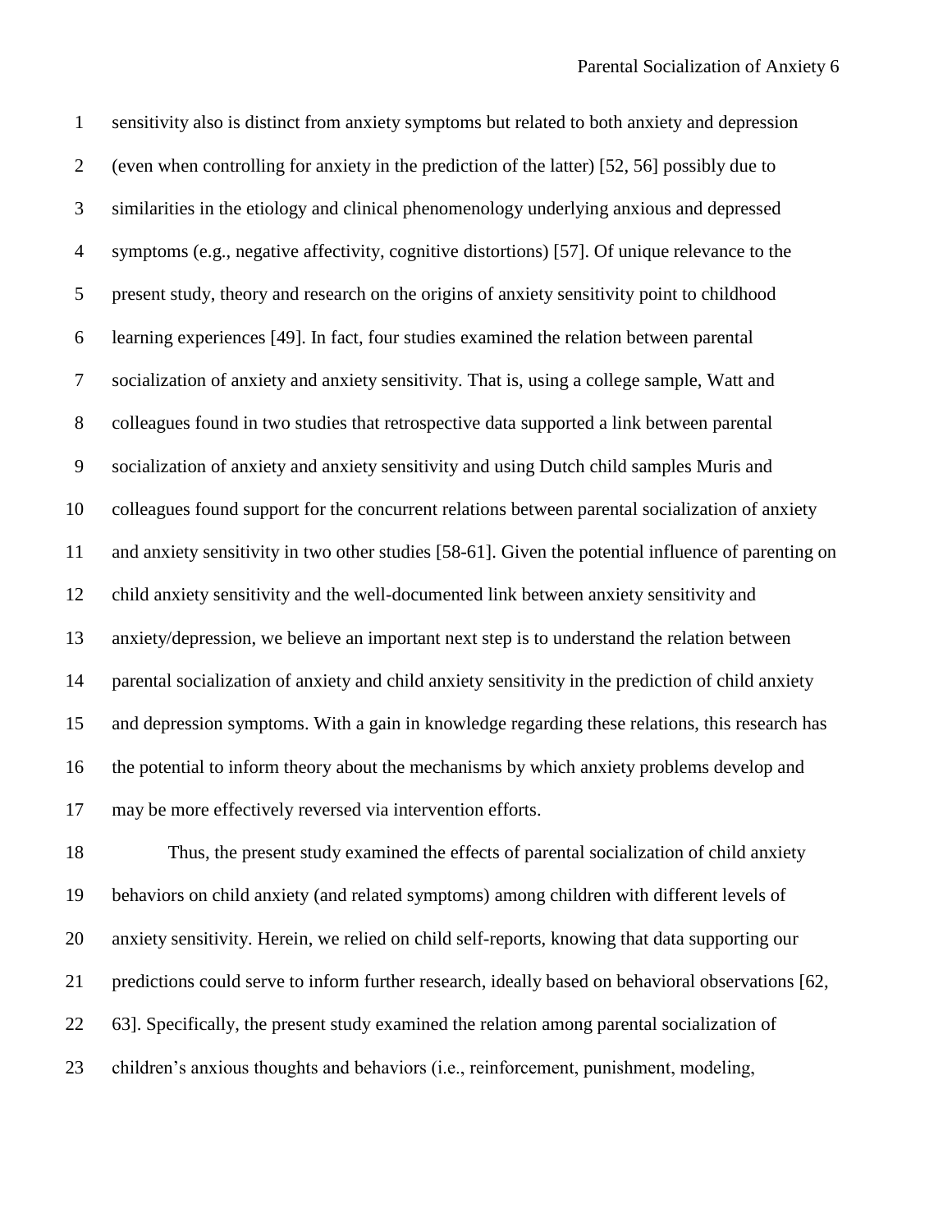sensitivity also is distinct from anxiety symptoms but related to both anxiety and depression (even when controlling for anxiety in the prediction of the latter) [52, 56] possibly due to similarities in the etiology and clinical phenomenology underlying anxious and depressed symptoms (e.g., negative affectivity, cognitive distortions) [57]. Of unique relevance to the present study, theory and research on the origins of anxiety sensitivity point to childhood learning experiences [49]. In fact, four studies examined the relation between parental socialization of anxiety and anxiety sensitivity. That is, using a college sample, Watt and colleagues found in two studies that retrospective data supported a link between parental socialization of anxiety and anxiety sensitivity and using Dutch child samples Muris and colleagues found support for the concurrent relations between parental socialization of anxiety and anxiety sensitivity in two other studies [58-61]. Given the potential influence of parenting on child anxiety sensitivity and the well-documented link between anxiety sensitivity and anxiety/depression, we believe an important next step is to understand the relation between parental socialization of anxiety and child anxiety sensitivity in the prediction of child anxiety and depression symptoms. With a gain in knowledge regarding these relations, this research has the potential to inform theory about the mechanisms by which anxiety problems develop and may be more effectively reversed via intervention efforts.

Thus, the present study examined the effects of parental socialization of child anxiety behaviors on child anxiety (and related symptoms) among children with different levels of anxiety sensitivity. Herein, we relied on child self-reports, knowing that data supporting our predictions could serve to inform further research, ideally based on behavioral observations [62, 63]. Specifically, the present study examined the relation among parental socialization of children's anxious thoughts and behaviors (i.e., reinforcement, punishment, modeling,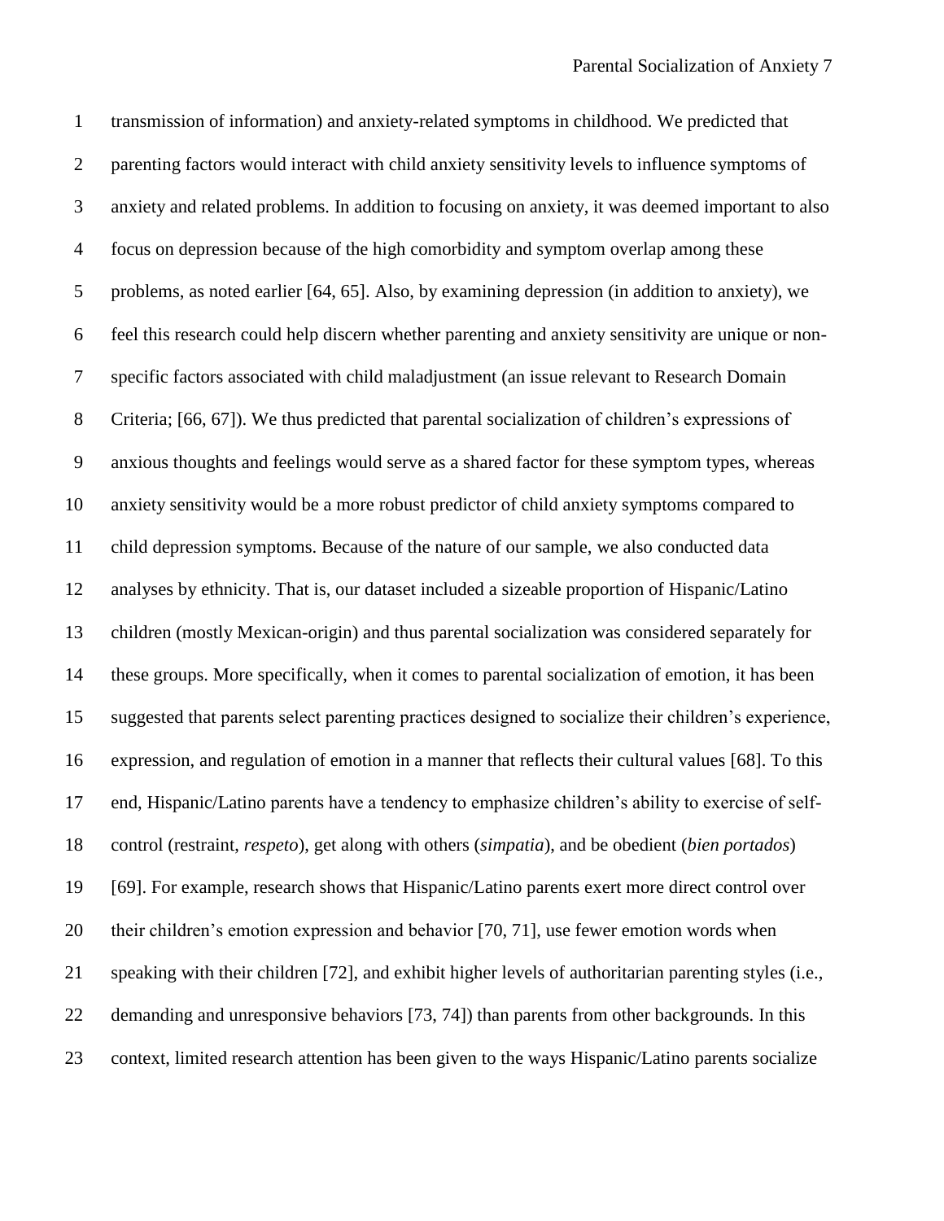transmission of information) and anxiety-related symptoms in childhood. We predicted that parenting factors would interact with child anxiety sensitivity levels to influence symptoms of anxiety and related problems. In addition to focusing on anxiety, it was deemed important to also focus on depression because of the high comorbidity and symptom overlap among these problems, as noted earlier [64, 65]. Also, by examining depression (in addition to anxiety), we feel this research could help discern whether parenting and anxiety sensitivity are unique or non-specific factors associated with child maladjustment (an issue relevant to Research Domain Criteria; [66, 67]). We thus predicted that parental socialization of children's expressions of anxious thoughts and feelings would serve as a shared factor for these symptom types, whereas anxiety sensitivity would be a more robust predictor of child anxiety symptoms compared to child depression symptoms. Because of the nature of our sample, we also conducted data analyses by ethnicity. That is, our dataset included a sizeable proportion of Hispanic/Latino children (mostly Mexican-origin) and thus parental socialization was considered separately for these groups. More specifically, when it comes to parental socialization of emotion, it has been suggested that parents select parenting practices designed to socialize their children's experience, expression, and regulation of emotion in a manner that reflects their cultural values [68]. To this end, Hispanic/Latino parents have a tendency to emphasize children's ability to exercise of self-control (restraint, *respeto*), get along with others (*simpatia*), and be obedient (*bien portados*) [69]. For example, research shows that Hispanic/Latino parents exert more direct control over their children's emotion expression and behavior [70, 71], use fewer emotion words when speaking with their children [72], and exhibit higher levels of authoritarian parenting styles (i.e., demanding and unresponsive behaviors [73, 74]) than parents from other backgrounds. In this context, limited research attention has been given to the ways Hispanic/Latino parents socialize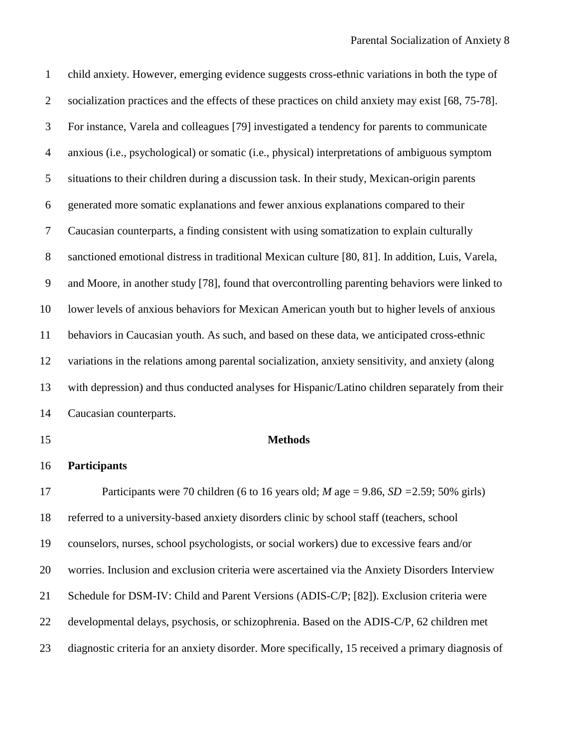child anxiety. However, emerging evidence suggests cross-ethnic variations in both the type of socialization practices and the effects of these practices on child anxiety may exist [68, 75-78]. For instance, Varela and colleagues [79] investigated a tendency for parents to communicate anxious (i.e., psychological) or somatic (i.e., physical) interpretations of ambiguous symptom situations to their children during a discussion task. In their study, Mexican-origin parents generated more somatic explanations and fewer anxious explanations compared to their Caucasian counterparts, a finding consistent with using somatization to explain culturally sanctioned emotional distress in traditional Mexican culture [80, 81]. In addition, Luis, Varela, and Moore, in another study [78], found that overcontrolling parenting behaviors were linked to lower levels of anxious behaviors for Mexican American youth but to higher levels of anxious behaviors in Caucasian youth. As such, and based on these data, we anticipated cross-ethnic variations in the relations among parental socialization, anxiety sensitivity, and anxiety (along with depression) and thus conducted analyses for Hispanic/Latino children separately from their Caucasian counterparts.

## Methods

### Participants

Participants were 70 children (6 to 16 years old; *M* age = 9.86, *SD* =2.59; 50% girls) referred to a university-based anxiety disorders clinic by school staff (teachers, school counselors, nurses, school psychologists, or social workers) due to excessive fears and/or worries. Inclusion and exclusion criteria were ascertained via the Anxiety Disorders Interview Schedule for DSM-IV: Child and Parent Versions (ADIS-C/P; [82]). Exclusion criteria were developmental delays, psychosis, or schizophrenia. Based on the ADIS-C/P, 62 children met diagnostic criteria for an anxiety disorder. More specifically, 15 received a primary diagnosis of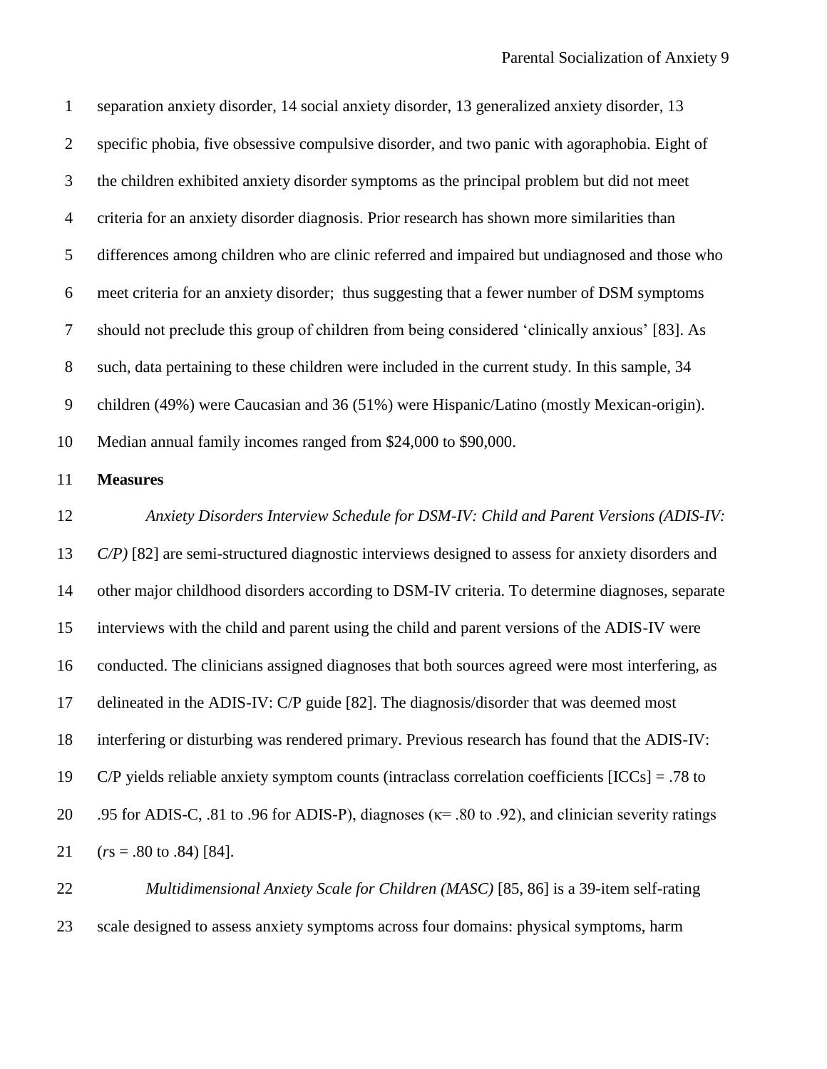separation anxiety disorder, 14 social anxiety disorder, 13 generalized anxiety disorder, 13 specific phobia, five obsessive compulsive disorder, and two panic with agoraphobia. Eight of the children exhibited anxiety disorder symptoms as the principal problem but did not meet criteria for an anxiety disorder diagnosis. Prior research has shown more similarities than differences among children who are clinic referred and impaired but undiagnosed and those who meet criteria for an anxiety disorder; thus suggesting that a fewer number of DSM symptoms should not preclude this group of children from being considered 'clinically anxious' [83]. As such, data pertaining to these children were included in the current study. In this sample, 34 children (49%) were Caucasian and 36 (51%) were Hispanic/Latino (mostly Mexican-origin). Median annual family incomes ranged from $24,000 to $90,000.

**Measures**

*Anxiety Disorders Interview Schedule for DSM-IV: Child and Parent Versions (ADIS-IV: C/P)* [82] are semi-structured diagnostic interviews designed to assess for anxiety disorders and other major childhood disorders according to DSM-IV criteria. To determine diagnoses, separate interviews with the child and parent using the child and parent versions of the ADIS-IV were conducted. The clinicians assigned diagnoses that both sources agreed were most interfering, as delineated in the ADIS-IV: C/P guide [82]. The diagnosis/disorder that was deemed most interfering or disturbing was rendered primary. Previous research has found that the ADIS-IV: C/P yields reliable anxiety symptom counts (intraclass correlation coefficients [ICCs] = .78 to .95 for ADIS-C, .81 to .96 for ADIS-P), diagnoses ($\kappa$= .80 to .92), and clinician severity ratings (*r*s = .80 to .84) [84].

*Multidimensional Anxiety Scale for Children (MASC)* [85, 86] is a 39-item self-rating scale designed to assess anxiety symptoms across four domains: physical symptoms, harm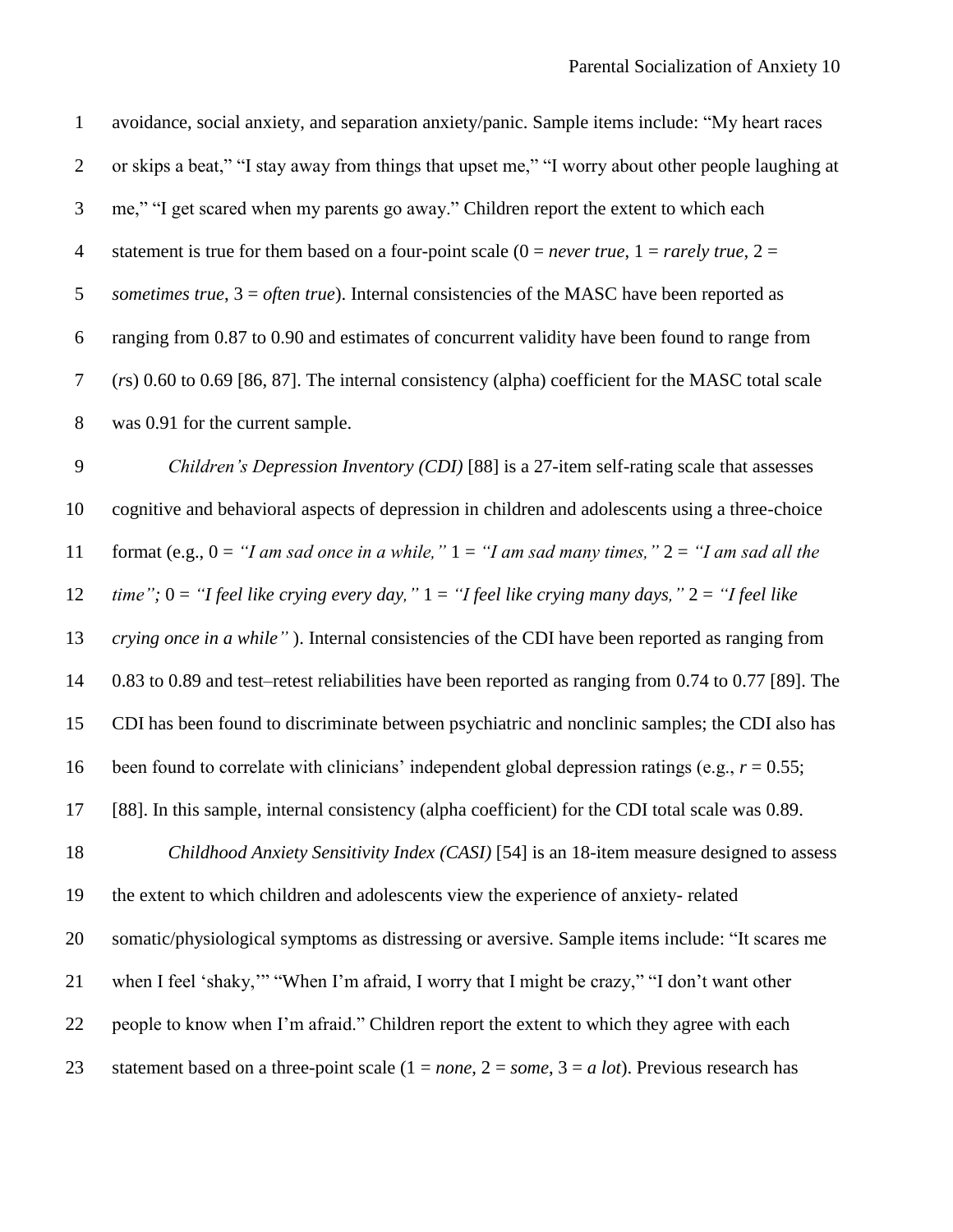avoidance, social anxiety, and separation anxiety/panic. Sample items include: "My heart races or skips a beat," "I stay away from things that upset me," "I worry about other people laughing at me," "I get scared when my parents go away." Children report the extent to which each statement is true for them based on a four-point scale (0 = *never true*, 1 = *rarely true*, 2 = *sometimes true*, 3 = *often true*). Internal consistencies of the MASC have been reported as ranging from 0.87 to 0.90 and estimates of concurrent validity have been found to range from (*r*s) 0.60 to 0.69 [86, 87]. The internal consistency (alpha) coefficient for the MASC total scale was 0.91 for the current sample.

*Children's Depression Inventory (CDI)* [88] is a 27-item self-rating scale that assesses cognitive and behavioral aspects of depression in children and adolescents using a three-choice format (e.g., 0 = *"I am sad once in a while,"* 1 = *"I am sad many times,"* 2 = *"I am sad all the time";* 0 = *"I feel like crying every day,"* 1 = *"I feel like crying many days,"* 2 = *"I feel like crying once in a while"* ). Internal consistencies of the CDI have been reported as ranging from 0.83 to 0.89 and test–retest reliabilities have been reported as ranging from 0.74 to 0.77 [89]. The CDI has been found to discriminate between psychiatric and nonclinic samples; the CDI also has been found to correlate with clinicians' independent global depression ratings (e.g., $r = 0.55$; [88]. In this sample, internal consistency (alpha coefficient) for the CDI total scale was 0.89.

*Childhood Anxiety Sensitivity Index (CASI)* [54] is an 18-item measure designed to assess the extent to which children and adolescents view the experience of anxiety- related somatic/physiological symptoms as distressing or aversive. Sample items include: "It scares me when I feel 'shaky,'" "When I'm afraid, I worry that I might be crazy," "I don't want other people to know when I'm afraid." Children report the extent to which they agree with each statement based on a three-point scale (1 = *none*, 2 = *some*, 3 = *a lot*). Previous research has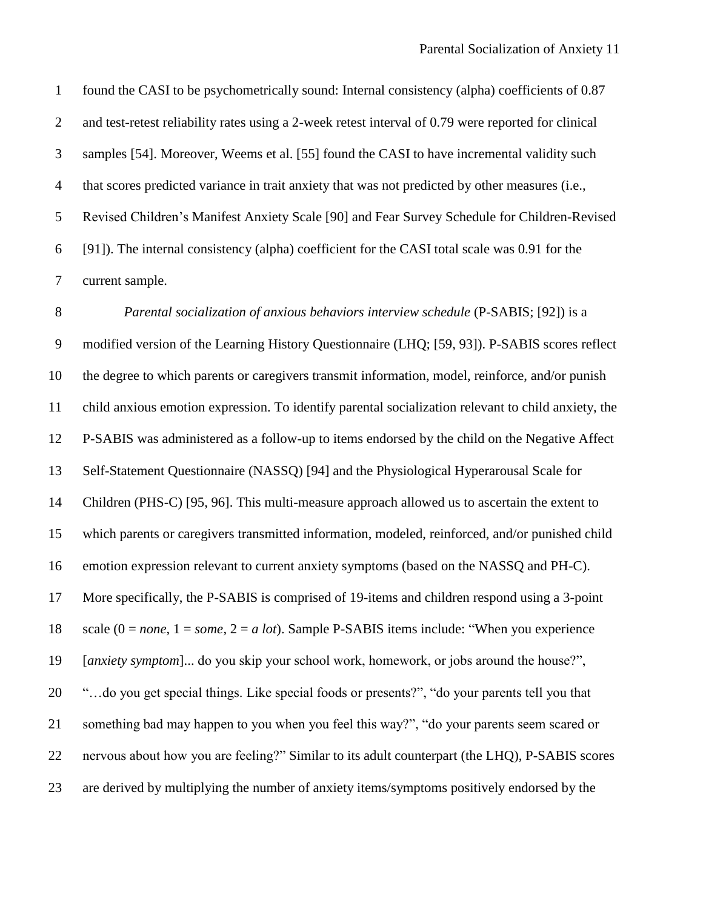found the CASI to be psychometrically sound: Internal consistency (alpha) coefficients of 0.87 and test-retest reliability rates using a 2-week retest interval of 0.79 were reported for clinical samples [54]. Moreover, Weems et al. [55] found the CASI to have incremental validity such that scores predicted variance in trait anxiety that was not predicted by other measures (i.e., Revised Children's Manifest Anxiety Scale [90] and Fear Survey Schedule for Children-Revised [91]). The internal consistency (alpha) coefficient for the CASI total scale was 0.91 for the current sample.

*Parental socialization of anxious behaviors interview schedule* (P-SABIS; [92]) is a modified version of the Learning History Questionnaire (LHQ; [59, 93]). P-SABIS scores reflect the degree to which parents or caregivers transmit information, model, reinforce, and/or punish child anxious emotion expression. To identify parental socialization relevant to child anxiety, the P-SABIS was administered as a follow-up to items endorsed by the child on the Negative Affect Self-Statement Questionnaire (NASSQ) [94] and the Physiological Hyperarousal Scale for Children (PHS-C) [95, 96]. This multi-measure approach allowed us to ascertain the extent to which parents or caregivers transmitted information, modeled, reinforced, and/or punished child emotion expression relevant to current anxiety symptoms (based on the NASSQ and PH-C). More specifically, the P-SABIS is comprised of 19-items and children respond using a 3-point scale (0 = *none*, 1 = *some*, 2 = *a lot*). Sample P-SABIS items include: "When you experience [*anxiety symptom*]... do you skip your school work, homework, or jobs around the house?", "…do you get special things. Like special foods or presents?", "do your parents tell you that something bad may happen to you when you feel this way?", "do your parents seem scared or nervous about how you are feeling?" Similar to its adult counterpart (the LHQ), P-SABIS scores are derived by multiplying the number of anxiety items/symptoms positively endorsed by the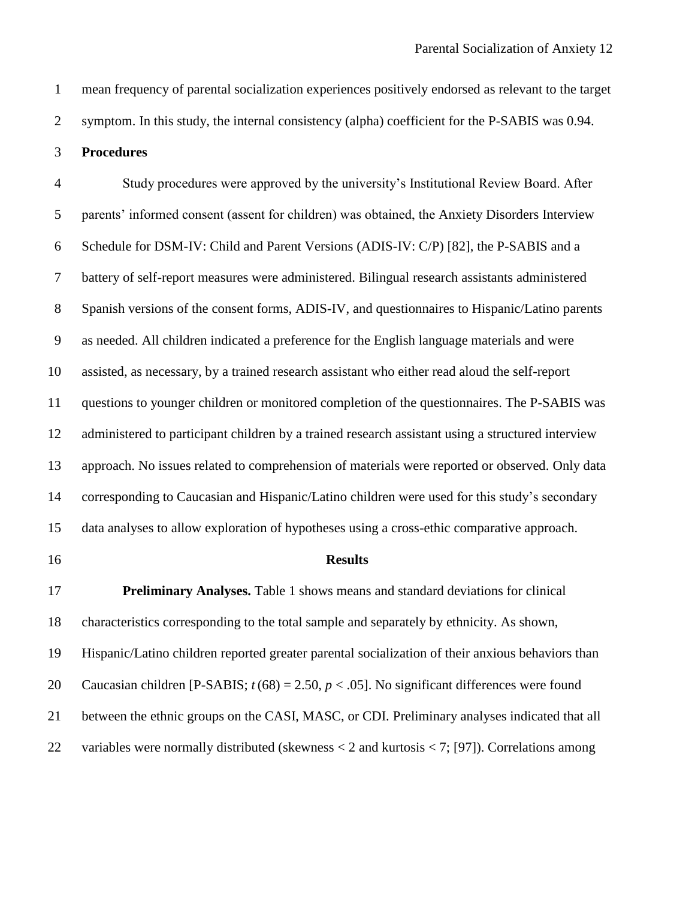mean frequency of parental socialization experiences positively endorsed as relevant to the target symptom. In this study, the internal consistency (alpha) coefficient for the P-SABIS was 0.94.

**Procedures**

Study procedures were approved by the university's Institutional Review Board. After parents' informed consent (assent for children) was obtained, the Anxiety Disorders Interview Schedule for DSM-IV: Child and Parent Versions (ADIS-IV: C/P) [82], the P-SABIS and a battery of self-report measures were administered. Bilingual research assistants administered Spanish versions of the consent forms, ADIS-IV, and questionnaires to Hispanic/Latino parents as needed. All children indicated a preference for the English language materials and were assisted, as necessary, by a trained research assistant who either read aloud the self-report questions to younger children or monitored completion of the questionnaires. The P-SABIS was administered to participant children by a trained research assistant using a structured interview approach. No issues related to comprehension of materials were reported or observed. Only data corresponding to Caucasian and Hispanic/Latino children were used for this study's secondary data analyses to allow exploration of hypotheses using a cross-ethic comparative approach.

## Results

**Preliminary Analyses.** Table 1 shows means and standard deviations for clinical characteristics corresponding to the total sample and separately by ethnicity. As shown, Hispanic/Latino children reported greater parental socialization of their anxious behaviors than Caucasian children [P-SABIS; $t(68) = 2.50$, $p < .05$]. No significant differences were found between the ethnic groups on the CASI, MASC, or CDI. Preliminary analyses indicated that all variables were normally distributed (skewness < 2 and kurtosis < 7; [97]). Correlations among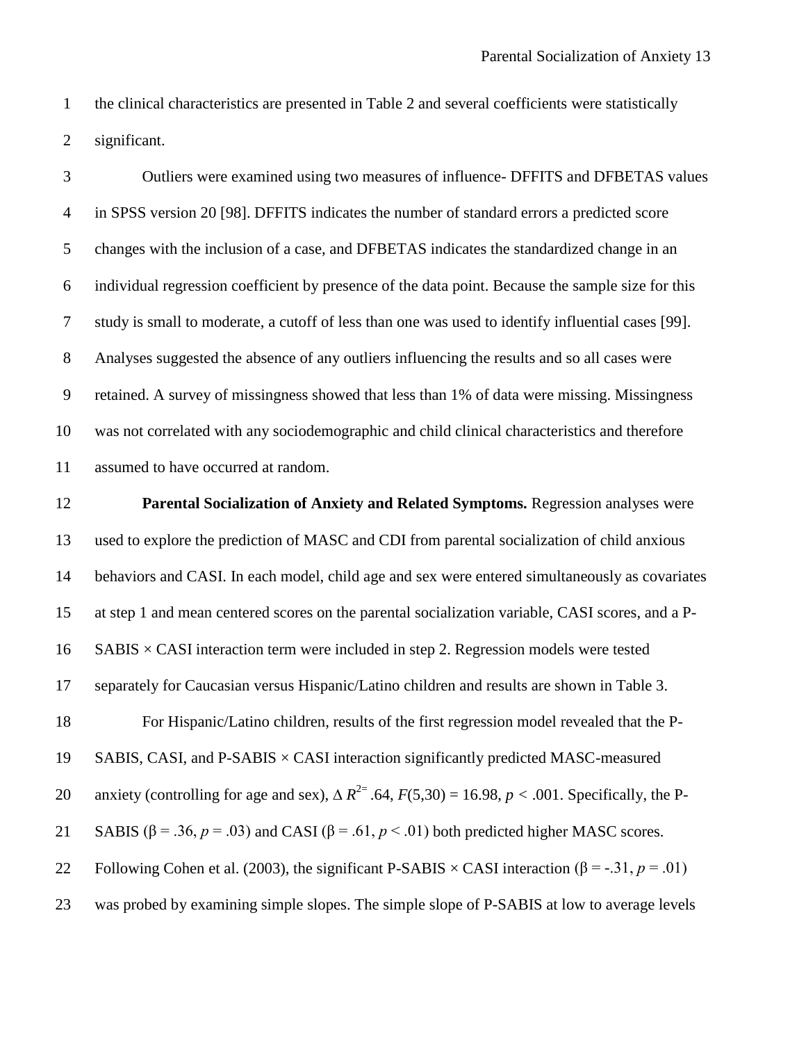the clinical characteristics are presented in Table 2 and several coefficients were statistically significant.

Outliers were examined using two measures of influence- DFFITS and DFBETAS values in SPSS version 20 [98]. DFFITS indicates the number of standard errors a predicted score changes with the inclusion of a case, and DFBETAS indicates the standardized change in an individual regression coefficient by presence of the data point. Because the sample size for this study is small to moderate, a cutoff of less than one was used to identify influential cases [99]. Analyses suggested the absence of any outliers influencing the results and so all cases were retained. A survey of missingness showed that less than 1% of data were missing. Missingness was not correlated with any sociodemographic and child clinical characteristics and therefore assumed to have occurred at random.

**Parental Socialization of Anxiety and Related Symptoms.** Regression analyses were used to explore the prediction of MASC and CDI from parental socialization of child anxious behaviors and CASI. In each model, child age and sex were entered simultaneously as covariates at step 1 and mean centered scores on the parental socialization variable, CASI scores, and a P-SABIS × CASI interaction term were included in step 2. Regression models were tested separately for Caucasian versus Hispanic/Latino children and results are shown in Table 3.

For Hispanic/Latino children, results of the first regression model revealed that the P-SABIS, CASI, and P-SABIS × CASI interaction significantly predicted MASC-measured anxiety (controlling for age and sex), $\Delta R^{2}=.64$, $F(5,30) = 16.98$, $p < .001$. Specifically, the P-SABIS ($\beta = .36$, $p = .03$) and CASI ($\beta = .61$, $p < .01$) both predicted higher MASC scores. Following Cohen et al. (2003), the significant P-SABIS × CASI interaction ($\beta = -.31$, $p = .01$) was probed by examining simple slopes. The simple slope of P-SABIS at low to average levels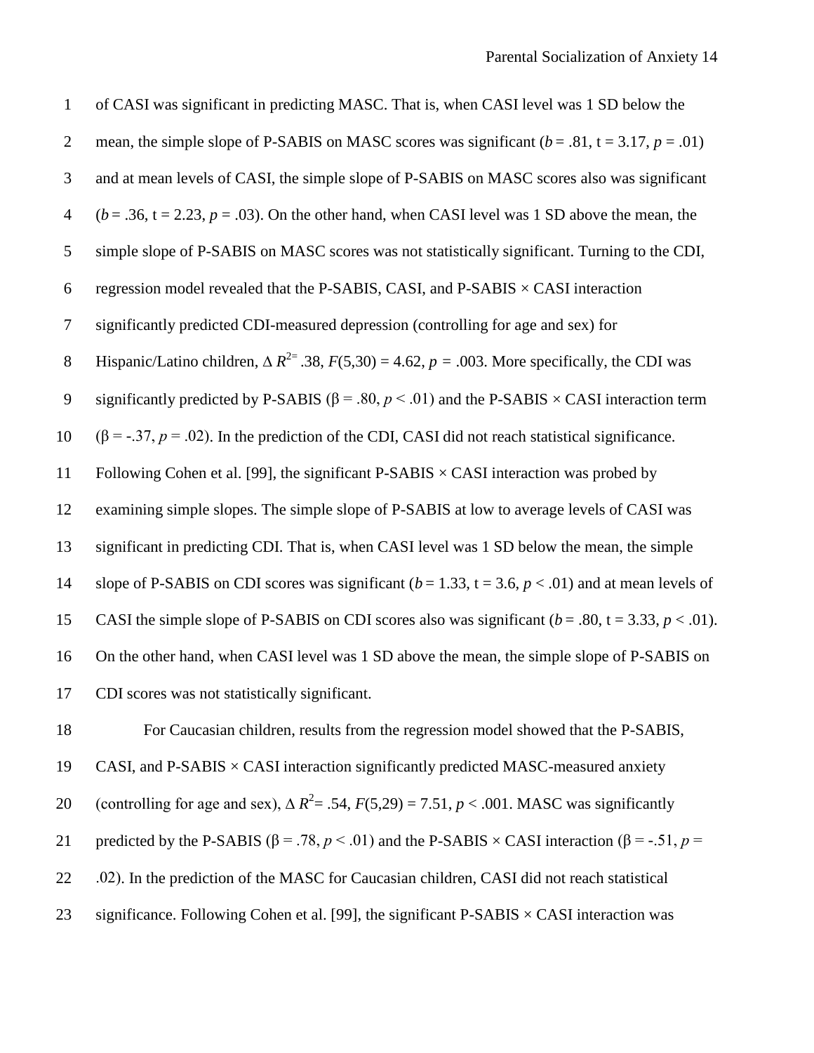of CASI was significant in predicting MASC. That is, when CASI level was 1 SD below the mean, the simple slope of P-SABIS on MASC scores was significant ($b = .81$, $t = 3.17$, $p = .01$) and at mean levels of CASI, the simple slope of P-SABIS on MASC scores also was significant ($b = .36$, $t = 2.23$, $p = .03$). On the other hand, when CASI level was 1 SD above the mean, the simple slope of P-SABIS on MASC scores was not statistically significant. Turning to the CDI, regression model revealed that the P-SABIS, CASI, and P-SABIS × CASI interaction significantly predicted CDI-measured depression (controlling for age and sex) for Hispanic/Latino children, $\Delta R^2 = .38$, $F(5,30) = 4.62$, $p = .003$. More specifically, the CDI was significantly predicted by P-SABIS ($\beta = .80$, $p < .01$) and the P-SABIS × CASI interaction term ($\beta = -.37$, $p = .02$). In the prediction of the CDI, CASI did not reach statistical significance. Following Cohen et al. [99], the significant P-SABIS × CASI interaction was probed by examining simple slopes. The simple slope of P-SABIS at low to average levels of CASI was significant in predicting CDI. That is, when CASI level was 1 SD below the mean, the simple slope of P-SABIS on CDI scores was significant ($b = 1.33$, $t = 3.6$, $p < .01$) and at mean levels of CASI the simple slope of P-SABIS on CDI scores also was significant ($b = .80$, $t = 3.33$, $p < .01$). On the other hand, when CASI level was 1 SD above the mean, the simple slope of P-SABIS on CDI scores was not statistically significant.

For Caucasian children, results from the regression model showed that the P-SABIS, CASI, and P-SABIS × CASI interaction significantly predicted MASC-measured anxiety (controlling for age and sex), $\Delta R^2 = .54$, $F(5,29) = 7.51$, $p < .001$. MASC was significantly predicted by the P-SABIS ($\beta = .78$, $p < .01$) and the P-SABIS × CASI interaction ($\beta = -.51$, $p = .02$). In the prediction of the MASC for Caucasian children, CASI did not reach statistical significance. Following Cohen et al. [99], the significant P-SABIS × CASI interaction was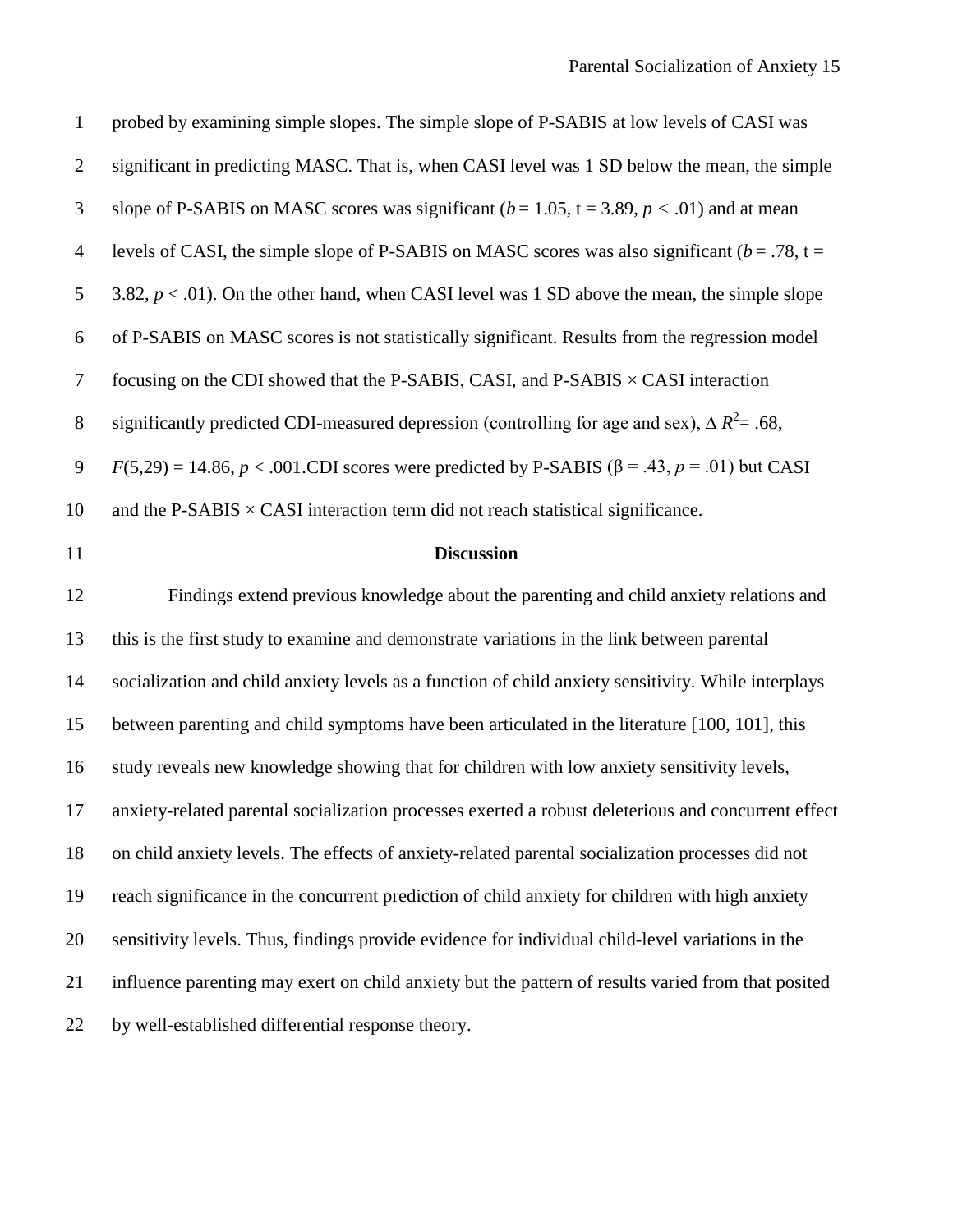probed by examining simple slopes. The simple slope of P-SABIS at low levels of CASI was significant in predicting MASC. That is, when CASI level was 1 SD below the mean, the simple slope of P-SABIS on MASC scores was significant ($b = 1.05$, $t = 3.89$, $p < .01$) and at mean levels of CASI, the simple slope of P-SABIS on MASC scores was also significant ($b = .78$, $t = 3.82$, $p < .01$). On the other hand, when CASI level was 1 SD above the mean, the simple slope of P-SABIS on MASC scores is not statistically significant. Results from the regression model focusing on the CDI showed that the P-SABIS, CASI, and P-SABIS × CASI interaction significantly predicted CDI-measured depression (controlling for age and sex), $\Delta R^2 = .68$, $F(5,29) = 14.86$, $p < .001$.CDI scores were predicted by P-SABIS ($\beta = .43$, $p = .01$) but CASI and the P-SABIS × CASI interaction term did not reach statistical significance.

## Discussion

Findings extend previous knowledge about the parenting and child anxiety relations and this is the first study to examine and demonstrate variations in the link between parental socialization and child anxiety levels as a function of child anxiety sensitivity. While interplays between parenting and child symptoms have been articulated in the literature [100, 101], this study reveals new knowledge showing that for children with low anxiety sensitivity levels, anxiety-related parental socialization processes exerted a robust deleterious and concurrent effect on child anxiety levels. The effects of anxiety-related parental socialization processes did not reach significance in the concurrent prediction of child anxiety for children with high anxiety sensitivity levels. Thus, findings provide evidence for individual child-level variations in the influence parenting may exert on child anxiety but the pattern of results varied from that posited by well-established differential response theory.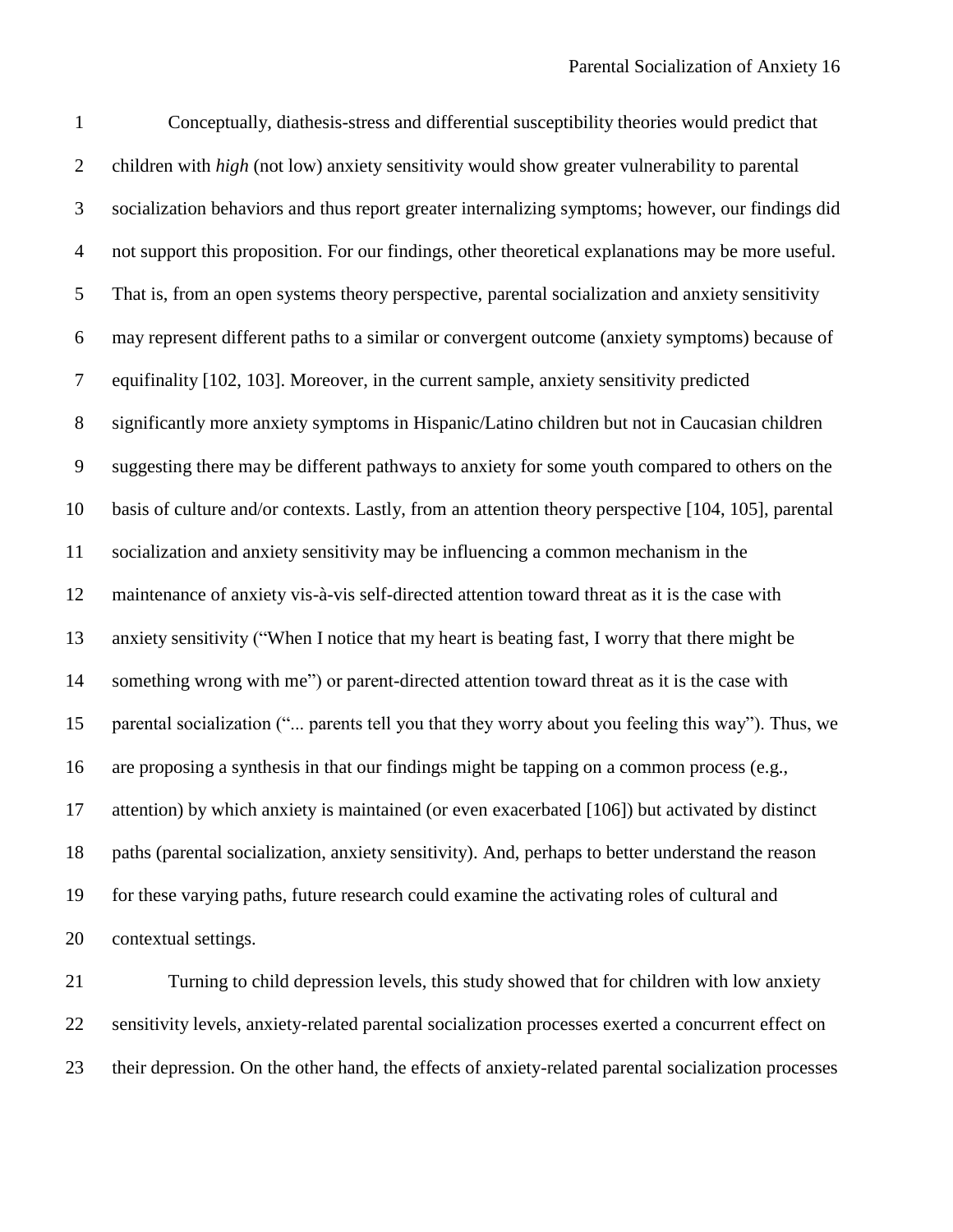Conceptually, diathesis-stress and differential susceptibility theories would predict that children with *high* (not low) anxiety sensitivity would show greater vulnerability to parental socialization behaviors and thus report greater internalizing symptoms; however, our findings did not support this proposition. For our findings, other theoretical explanations may be more useful. That is, from an open systems theory perspective, parental socialization and anxiety sensitivity may represent different paths to a similar or convergent outcome (anxiety symptoms) because of equifinality [102, 103]. Moreover, in the current sample, anxiety sensitivity predicted significantly more anxiety symptoms in Hispanic/Latino children but not in Caucasian children suggesting there may be different pathways to anxiety for some youth compared to others on the basis of culture and/or contexts. Lastly, from an attention theory perspective [104, 105], parental socialization and anxiety sensitivity may be influencing a common mechanism in the maintenance of anxiety vis-à-vis self-directed attention toward threat as it is the case with anxiety sensitivity ("When I notice that my heart is beating fast, I worry that there might be something wrong with me") or parent-directed attention toward threat as it is the case with parental socialization ("... parents tell you that they worry about you feeling this way"). Thus, we are proposing a synthesis in that our findings might be tapping on a common process (e.g., attention) by which anxiety is maintained (or even exacerbated [106]) but activated by distinct paths (parental socialization, anxiety sensitivity). And, perhaps to better understand the reason for these varying paths, future research could examine the activating roles of cultural and contextual settings.

Turning to child depression levels, this study showed that for children with low anxiety sensitivity levels, anxiety-related parental socialization processes exerted a concurrent effect on their depression. On the other hand, the effects of anxiety-related parental socialization processes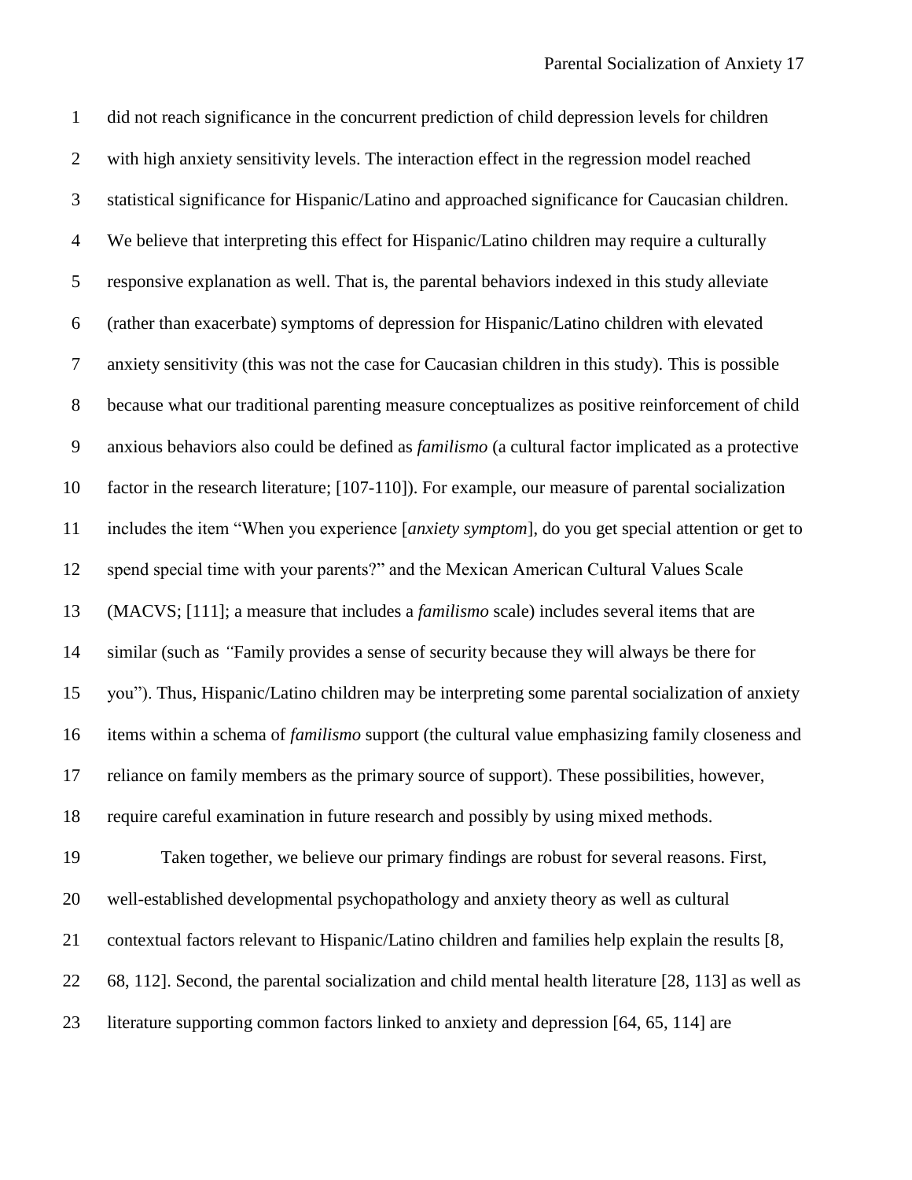did not reach significance in the concurrent prediction of child depression levels for children with high anxiety sensitivity levels. The interaction effect in the regression model reached statistical significance for Hispanic/Latino and approached significance for Caucasian children. We believe that interpreting this effect for Hispanic/Latino children may require a culturally responsive explanation as well. That is, the parental behaviors indexed in this study alleviate (rather than exacerbate) symptoms of depression for Hispanic/Latino children with elevated anxiety sensitivity (this was not the case for Caucasian children in this study). This is possible because what our traditional parenting measure conceptualizes as positive reinforcement of child anxious behaviors also could be defined as *familismo* (a cultural factor implicated as a protective factor in the research literature; [107-110]). For example, our measure of parental socialization includes the item "When you experience [*anxiety symptom*], do you get special attention or get to spend special time with your parents?" and the Mexican American Cultural Values Scale (MACVS; [111]; a measure that includes a *familismo* scale) includes several items that are similar (such as "Family provides a sense of security because they will always be there for you"). Thus, Hispanic/Latino children may be interpreting some parental socialization of anxiety items within a schema of *familismo* support (the cultural value emphasizing family closeness and reliance on family members as the primary source of support). These possibilities, however, require careful examination in future research and possibly by using mixed methods.

Taken together, we believe our primary findings are robust for several reasons. First, well-established developmental psychopathology and anxiety theory as well as cultural contextual factors relevant to Hispanic/Latino children and families help explain the results [8, 68, 112]. Second, the parental socialization and child mental health literature [28, 113] as well as literature supporting common factors linked to anxiety and depression [64, 65, 114] are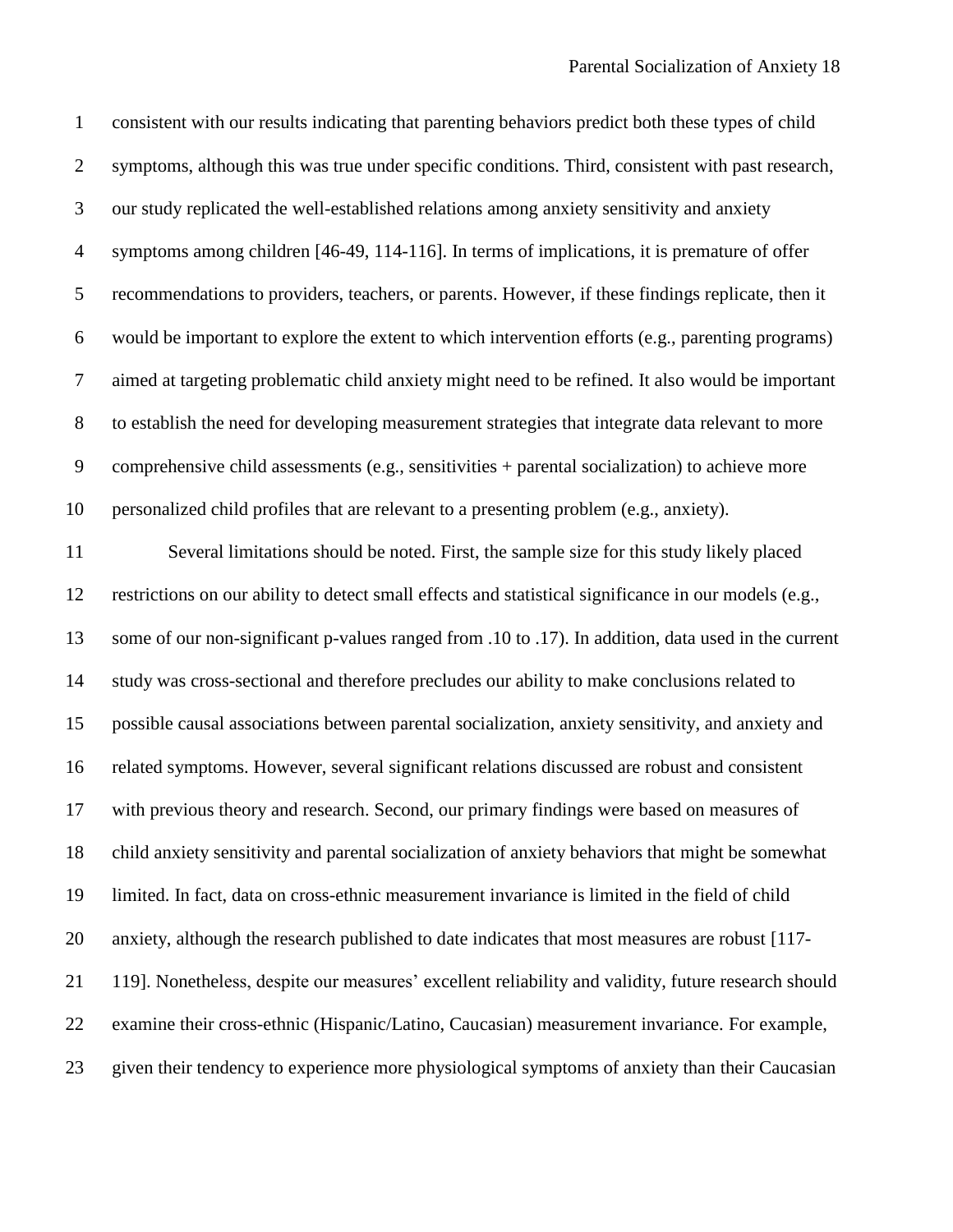consistent with our results indicating that parenting behaviors predict both these types of child symptoms, although this was true under specific conditions. Third, consistent with past research, our study replicated the well-established relations among anxiety sensitivity and anxiety symptoms among children [46-49, 114-116]. In terms of implications, it is premature of offer recommendations to providers, teachers, or parents. However, if these findings replicate, then it would be important to explore the extent to which intervention efforts (e.g., parenting programs) aimed at targeting problematic child anxiety might need to be refined. It also would be important to establish the need for developing measurement strategies that integrate data relevant to more comprehensive child assessments (e.g., sensitivities + parental socialization) to achieve more personalized child profiles that are relevant to a presenting problem (e.g., anxiety).

Several limitations should be noted. First, the sample size for this study likely placed restrictions on our ability to detect small effects and statistical significance in our models (e.g., some of our non-significant p-values ranged from .10 to .17). In addition, data used in the current study was cross-sectional and therefore precludes our ability to make conclusions related to possible causal associations between parental socialization, anxiety sensitivity, and anxiety and related symptoms. However, several significant relations discussed are robust and consistent with previous theory and research. Second, our primary findings were based on measures of child anxiety sensitivity and parental socialization of anxiety behaviors that might be somewhat limited. In fact, data on cross-ethnic measurement invariance is limited in the field of child anxiety, although the research published to date indicates that most measures are robust [117-119]. Nonetheless, despite our measures' excellent reliability and validity, future research should examine their cross-ethnic (Hispanic/Latino, Caucasian) measurement invariance. For example, given their tendency to experience more physiological symptoms of anxiety than their Caucasian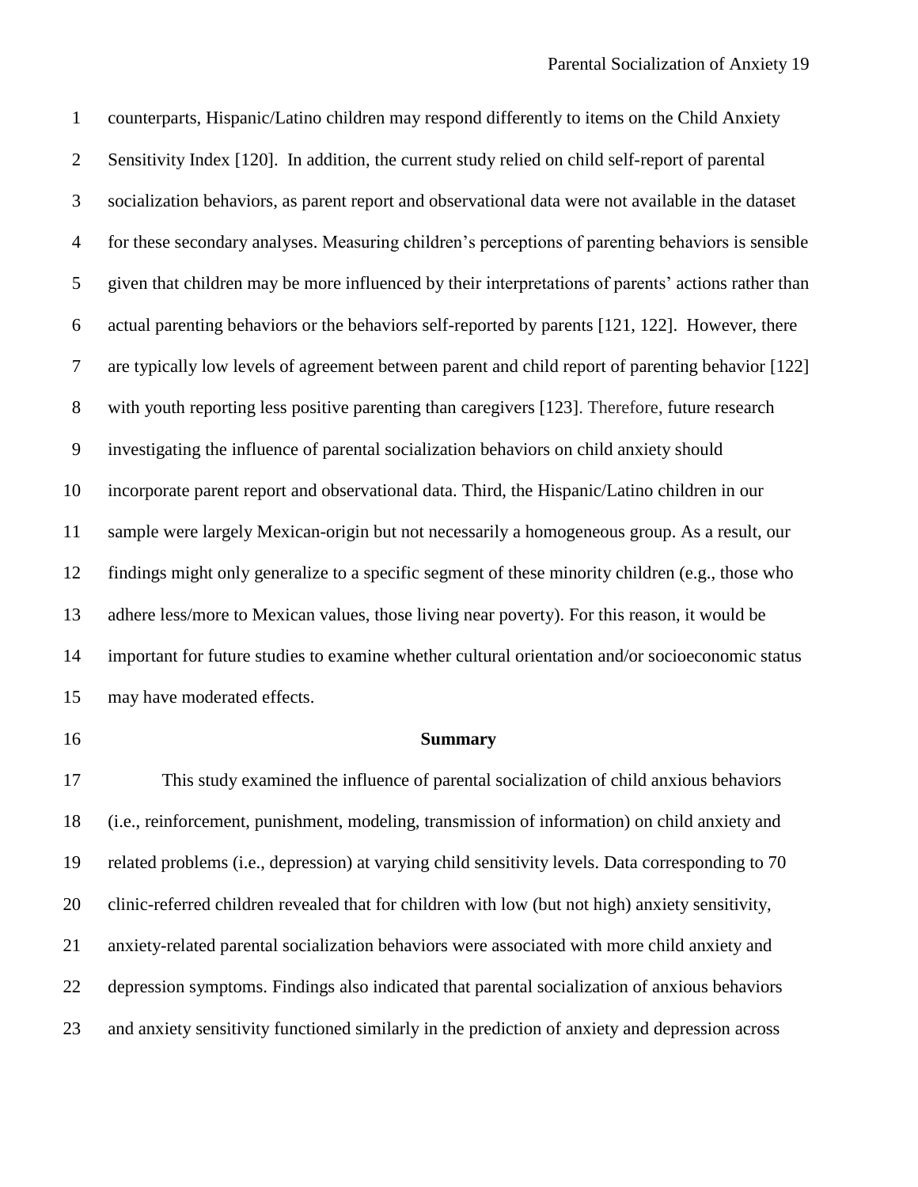counterparts, Hispanic/Latino children may respond differently to items on the Child Anxiety Sensitivity Index [120]. In addition, the current study relied on child self-report of parental socialization behaviors, as parent report and observational data were not available in the dataset for these secondary analyses. Measuring children's perceptions of parenting behaviors is sensible given that children may be more influenced by their interpretations of parents' actions rather than actual parenting behaviors or the behaviors self-reported by parents [121, 122]. However, there are typically low levels of agreement between parent and child report of parenting behavior [122] with youth reporting less positive parenting than caregivers [123]. Therefore, future research investigating the influence of parental socialization behaviors on child anxiety should incorporate parent report and observational data. Third, the Hispanic/Latino children in our sample were largely Mexican-origin but not necessarily a homogeneous group. As a result, our findings might only generalize to a specific segment of these minority children (e.g., those who adhere less/more to Mexican values, those living near poverty). For this reason, it would be important for future studies to examine whether cultural orientation and/or socioeconomic status may have moderated effects.

## Summary

This study examined the influence of parental socialization of child anxious behaviors (i.e., reinforcement, punishment, modeling, transmission of information) on child anxiety and related problems (i.e., depression) at varying child sensitivity levels. Data corresponding to 70 clinic-referred children revealed that for children with low (but not high) anxiety sensitivity, anxiety-related parental socialization behaviors were associated with more child anxiety and depression symptoms. Findings also indicated that parental socialization of anxious behaviors and anxiety sensitivity functioned similarly in the prediction of anxiety and depression across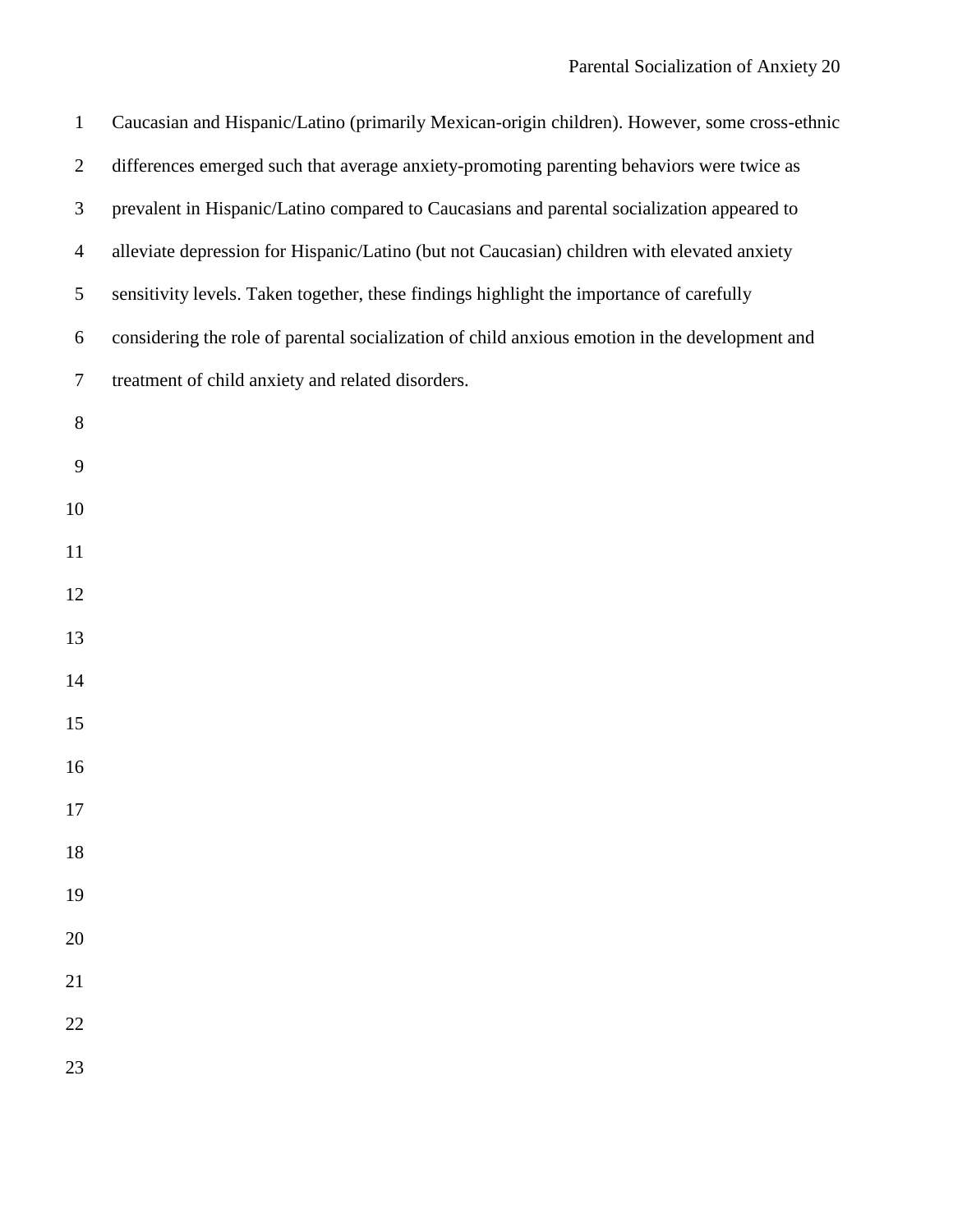Caucasian and Hispanic/Latino (primarily Mexican-origin children). However, some cross-ethnic differences emerged such that average anxiety-promoting parenting behaviors were twice as prevalent in Hispanic/Latino compared to Caucasians and parental socialization appeared to alleviate depression for Hispanic/Latino (but not Caucasian) children with elevated anxiety sensitivity levels. Taken together, these findings highlight the importance of carefully considering the role of parental socialization of child anxious emotion in the development and treatment of child anxiety and related disorders.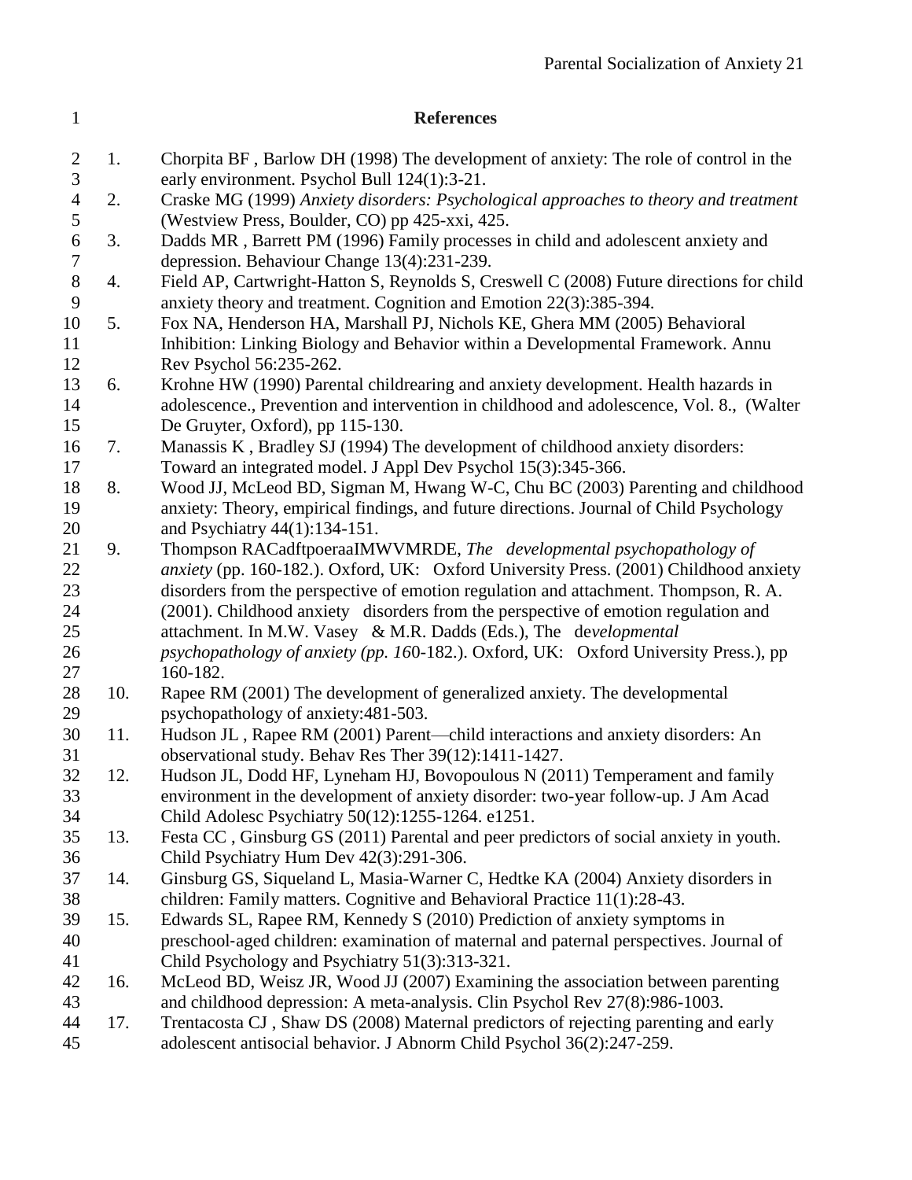## References

1. Chorpita BF , Barlow DH (1998) The development of anxiety: The role of control in the early environment. Psychol Bull 124(1):3-21.
2. Craske MG (1999) *Anxiety disorders: Psychological approaches to theory and treatment* (Westview Press, Boulder, CO) pp 425-xxi, 425.
3. Dadds MR , Barrett PM (1996) Family processes in child and adolescent anxiety and depression. Behaviour Change 13(4):231-239.
4. Field AP, Cartwright-Hatton S, Reynolds S, Creswell C (2008) Future directions for child anxiety theory and treatment. Cognition and Emotion 22(3):385-394.
5. Fox NA, Henderson HA, Marshall PJ, Nichols KE, Ghera MM (2005) Behavioral Inhibition: Linking Biology and Behavior within a Developmental Framework. Annu Rev Psychol 56:235-262.
6. Krohne HW (1990) Parental childrearing and anxiety development. Health hazards in adolescence., Prevention and intervention in childhood and adolescence, Vol. 8., (Walter De Gruyter, Oxford), pp 115-130.
7. Manassis K , Bradley SJ (1994) The development of childhood anxiety disorders: Toward an integrated model. J Appl Dev Psychol 15(3):345-366.
8. Wood JJ, McLeod BD, Sigman M, Hwang W-C, Chu BC (2003) Parenting and childhood anxiety: Theory, empirical findings, and future directions. Journal of Child Psychology and Psychiatry 44(1):134-151.
9. Thompson RACadftpoeraaIMWVMRDE, *The developmental psychopathology of anxiety* (pp. 160-182.). Oxford, UK: Oxford University Press. (2001) Childhood anxiety disorders from the perspective of emotion regulation and attachment. Thompson, R. A. (2001). Childhood anxiety disorders from the perspective of emotion regulation and attachment. In M.W. Vasey & M.R. Dadds (Eds.), The de*velopmental psychopathology of anxiety (pp. 16*0-182.). Oxford, UK: Oxford University Press.), pp 160-182.
10. Rapee RM (2001) The development of generalized anxiety. The developmental psychopathology of anxiety:481-503.
11. Hudson JL , Rapee RM (2001) Parent—child interactions and anxiety disorders: An observational study. Behav Res Ther 39(12):1411-1427.
12. Hudson JL, Dodd HF, Lyneham HJ, Bovopoulous N (2011) Temperament and family environment in the development of anxiety disorder: two-year follow-up. J Am Acad Child Adolesc Psychiatry 50(12):1255-1264. e1251.
13. Festa CC , Ginsburg GS (2011) Parental and peer predictors of social anxiety in youth. Child Psychiatry Hum Dev 42(3):291-306.
14. Ginsburg GS, Siqueland L, Masia-Warner C, Hedtke KA (2004) Anxiety disorders in children: Family matters. Cognitive and Behavioral Practice 11(1):28-43.
15. Edwards SL, Rapee RM, Kennedy S (2010) Prediction of anxiety symptoms in preschool-aged children: examination of maternal and paternal perspectives. Journal of Child Psychology and Psychiatry 51(3):313-321.
16. McLeod BD, Weisz JR, Wood JJ (2007) Examining the association between parenting and childhood depression: A meta-analysis. Clin Psychol Rev 27(8):986-1003.
17. Trentacosta CJ , Shaw DS (2008) Maternal predictors of rejecting parenting and early adolescent antisocial behavior. J Abnorm Child Psychol 36(2):247-259.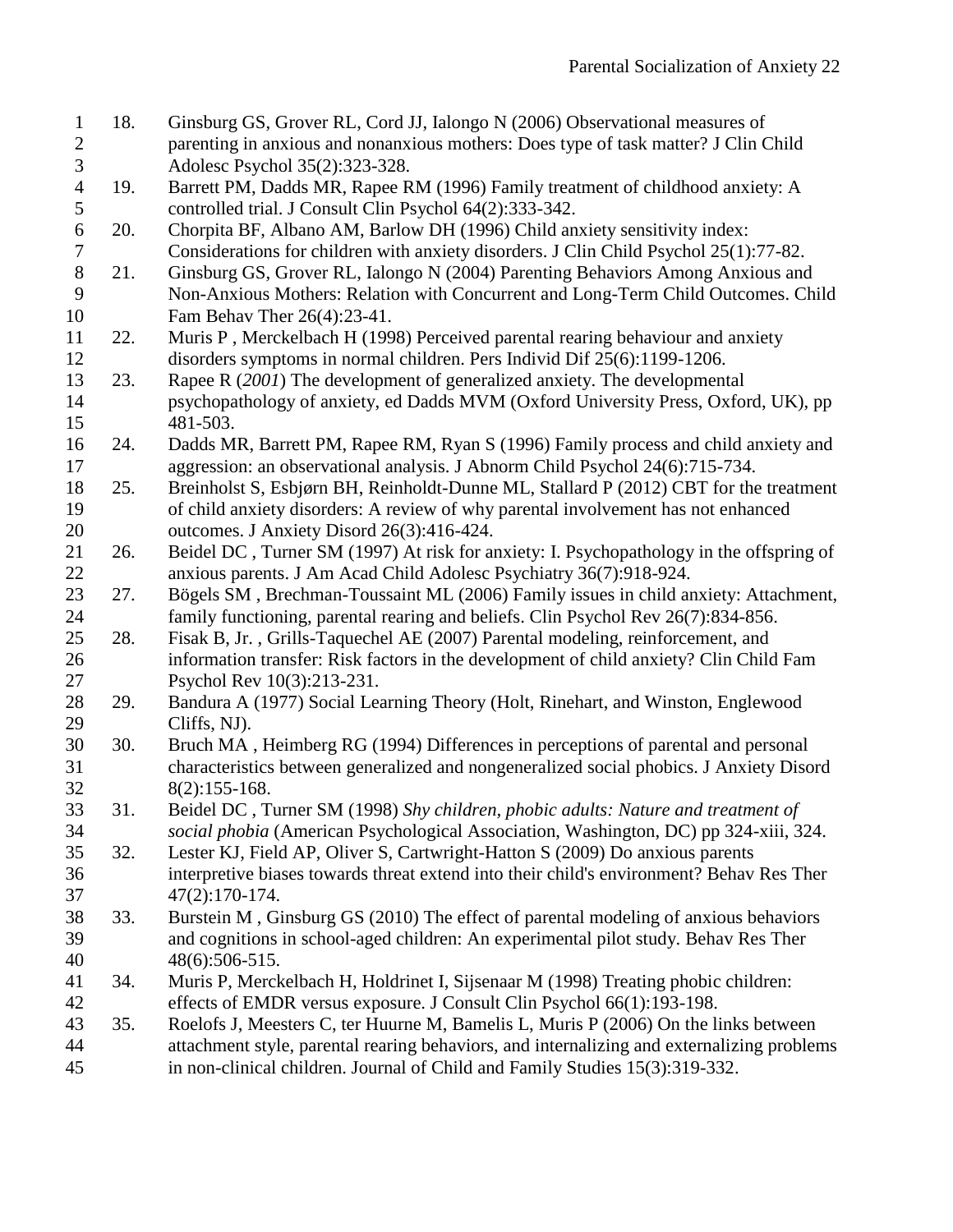18. Ginsburg GS, Grover RL, Cord JJ, Ialongo N (2006) Observational measures of parenting in anxious and nonanxious mothers: Does type of task matter? J Clin Child Adolesc Psychol 35(2):323-328.
19. Barrett PM, Dadds MR, Rapee RM (1996) Family treatment of childhood anxiety: A controlled trial. J Consult Clin Psychol 64(2):333-342.
20. Chorpita BF, Albano AM, Barlow DH (1996) Child anxiety sensitivity index: Considerations for children with anxiety disorders. J Clin Child Psychol 25(1):77-82.
21. Ginsburg GS, Grover RL, Ialongo N (2004) Parenting Behaviors Among Anxious and Non-Anxious Mothers: Relation with Concurrent and Long-Term Child Outcomes. Child Fam Behav Ther 26(4):23-41.
22. Muris P , Merckelbach H (1998) Perceived parental rearing behaviour and anxiety disorders symptoms in normal children. Pers Individ Dif 25(6):1199-1206.
23. Rapee R (*2001*) The development of generalized anxiety. The developmental psychopathology of anxiety, ed Dadds MVM (Oxford University Press, Oxford, UK), pp 481-503.
24. Dadds MR, Barrett PM, Rapee RM, Ryan S (1996) Family process and child anxiety and aggression: an observational analysis. J Abnorm Child Psychol 24(6):715-734.
25. Breinholst S, Esbjørn BH, Reinholdt-Dunne ML, Stallard P (2012) CBT for the treatment of child anxiety disorders: A review of why parental involvement has not enhanced outcomes. J Anxiety Disord 26(3):416-424.
26. Beidel DC , Turner SM (1997) At risk for anxiety: I. Psychopathology in the offspring of anxious parents. J Am Acad Child Adolesc Psychiatry 36(7):918-924.
27. Bögels SM , Brechman-Toussaint ML (2006) Family issues in child anxiety: Attachment, family functioning, parental rearing and beliefs. Clin Psychol Rev 26(7):834-856.
28. Fisak B, Jr. , Grills-Taquechel AE (2007) Parental modeling, reinforcement, and information transfer: Risk factors in the development of child anxiety? Clin Child Fam Psychol Rev 10(3):213-231.
29. Bandura A (1977) Social Learning Theory (Holt, Rinehart, and Winston, Englewood Cliffs, NJ).
30. Bruch MA , Heimberg RG (1994) Differences in perceptions of parental and personal characteristics between generalized and nongeneralized social phobics. J Anxiety Disord 8(2):155-168.
31. Beidel DC , Turner SM (1998) *Shy children, phobic adults: Nature and treatment of social phobia* (American Psychological Association, Washington, DC) pp 324-xiii, 324.
32. Lester KJ, Field AP, Oliver S, Cartwright-Hatton S (2009) Do anxious parents interpretive biases towards threat extend into their child's environment? Behav Res Ther 47(2):170-174.
33. Burstein M , Ginsburg GS (2010) The effect of parental modeling of anxious behaviors and cognitions in school-aged children: An experimental pilot study. Behav Res Ther 48(6):506-515.
34. Muris P, Merckelbach H, Holdrinet I, Sijsenaar M (1998) Treating phobic children: effects of EMDR versus exposure. J Consult Clin Psychol 66(1):193-198.
35. Roelofs J, Meesters C, ter Huurne M, Bamelis L, Muris P (2006) On the links between attachment style, parental rearing behaviors, and internalizing and externalizing problems in non-clinical children. Journal of Child and Family Studies 15(3):319-332.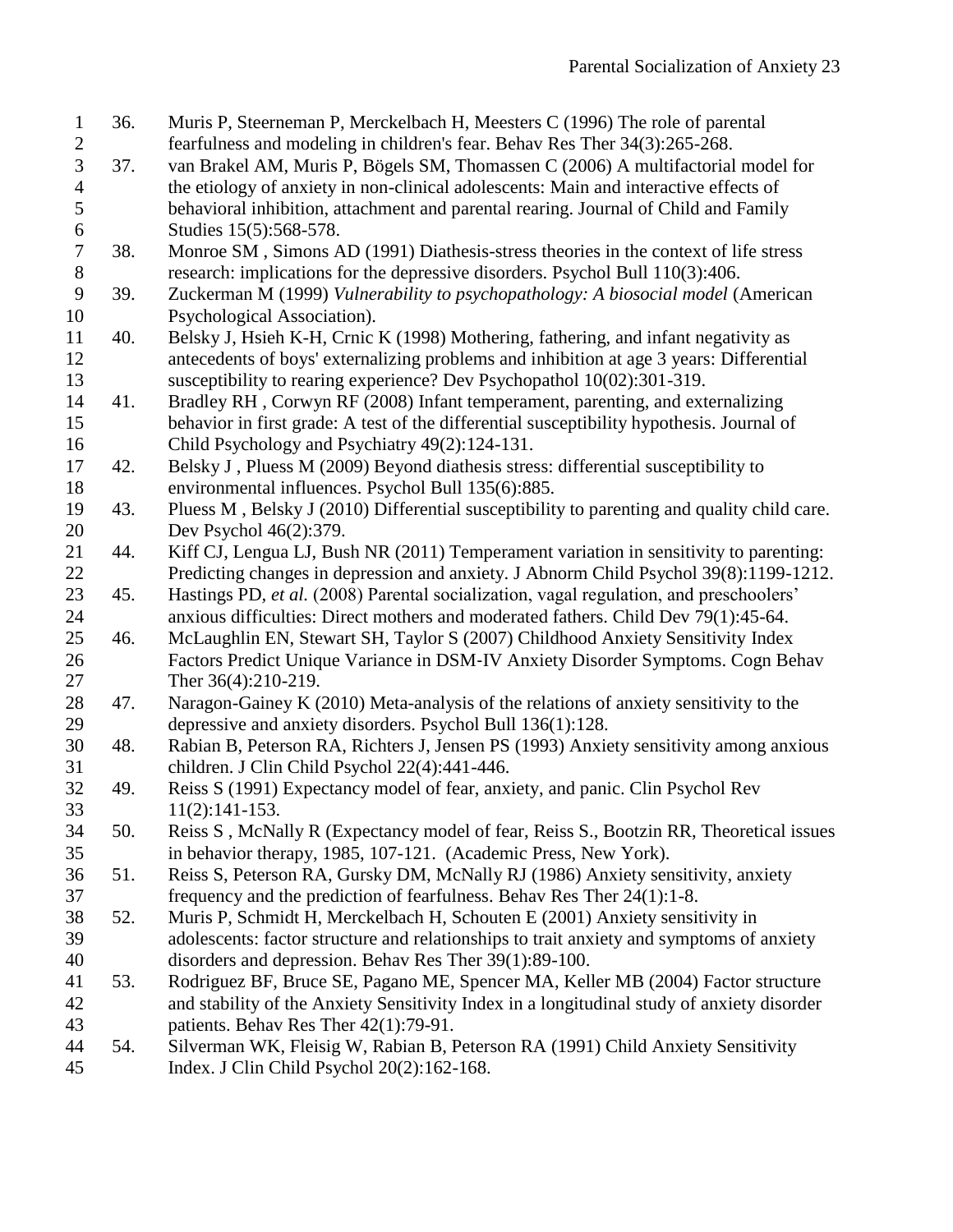36. Muris P, Steerneman P, Merckelbach H, Meesters C (1996) The role of parental fearfulness and modeling in children's fear. Behav Res Ther 34(3):265-268.
37. van Brakel AM, Muris P, Bögels SM, Thomassen C (2006) A multifactorial model for the etiology of anxiety in non-clinical adolescents: Main and interactive effects of behavioral inhibition, attachment and parental rearing. Journal of Child and Family Studies 15(5):568-578.
38. Monroe SM , Simons AD (1991) Diathesis-stress theories in the context of life stress research: implications for the depressive disorders. Psychol Bull 110(3):406.
39. Zuckerman M (1999) *Vulnerability to psychopathology: A biosocial model* (American Psychological Association).
40. Belsky J, Hsieh K-H, Crnic K (1998) Mothering, fathering, and infant negativity as antecedents of boys' externalizing problems and inhibition at age 3 years: Differential susceptibility to rearing experience? Dev Psychopathol 10(02):301-319.
41. Bradley RH , Corwyn RF (2008) Infant temperament, parenting, and externalizing behavior in first grade: A test of the differential susceptibility hypothesis. Journal of Child Psychology and Psychiatry 49(2):124-131.
42. Belsky J , Pluess M (2009) Beyond diathesis stress: differential susceptibility to environmental influences. Psychol Bull 135(6):885.
43. Pluess M , Belsky J (2010) Differential susceptibility to parenting and quality child care. Dev Psychol 46(2):379.
44. Kiff CJ, Lengua LJ, Bush NR (2011) Temperament variation in sensitivity to parenting: Predicting changes in depression and anxiety. J Abnorm Child Psychol 39(8):1199-1212.
45. Hastings PD, *et al.* (2008) Parental socialization, vagal regulation, and preschoolers' anxious difficulties: Direct mothers and moderated fathers. Child Dev 79(1):45-64.
46. McLaughlin EN, Stewart SH, Taylor S (2007) Childhood Anxiety Sensitivity Index Factors Predict Unique Variance in DSM-IV Anxiety Disorder Symptoms. Cogn Behav Ther 36(4):210-219.
47. Naragon-Gainey K (2010) Meta-analysis of the relations of anxiety sensitivity to the depressive and anxiety disorders. Psychol Bull 136(1):128.
48. Rabian B, Peterson RA, Richters J, Jensen PS (1993) Anxiety sensitivity among anxious children. J Clin Child Psychol 22(4):441-446.
49. Reiss S (1991) Expectancy model of fear, anxiety, and panic. Clin Psychol Rev 11(2):141-153.
50. Reiss S , McNally R (Expectancy model of fear, Reiss S., Bootzin RR, Theoretical issues in behavior therapy, 1985, 107-121. (Academic Press, New York).
51. Reiss S, Peterson RA, Gursky DM, McNally RJ (1986) Anxiety sensitivity, anxiety frequency and the prediction of fearfulness. Behav Res Ther 24(1):1-8.
52. Muris P, Schmidt H, Merckelbach H, Schouten E (2001) Anxiety sensitivity in adolescents: factor structure and relationships to trait anxiety and symptoms of anxiety disorders and depression. Behav Res Ther 39(1):89-100.
53. Rodriguez BF, Bruce SE, Pagano ME, Spencer MA, Keller MB (2004) Factor structure and stability of the Anxiety Sensitivity Index in a longitudinal study of anxiety disorder patients. Behav Res Ther 42(1):79-91.
54. Silverman WK, Fleisig W, Rabian B, Peterson RA (1991) Child Anxiety Sensitivity Index. J Clin Child Psychol 20(2):162-168.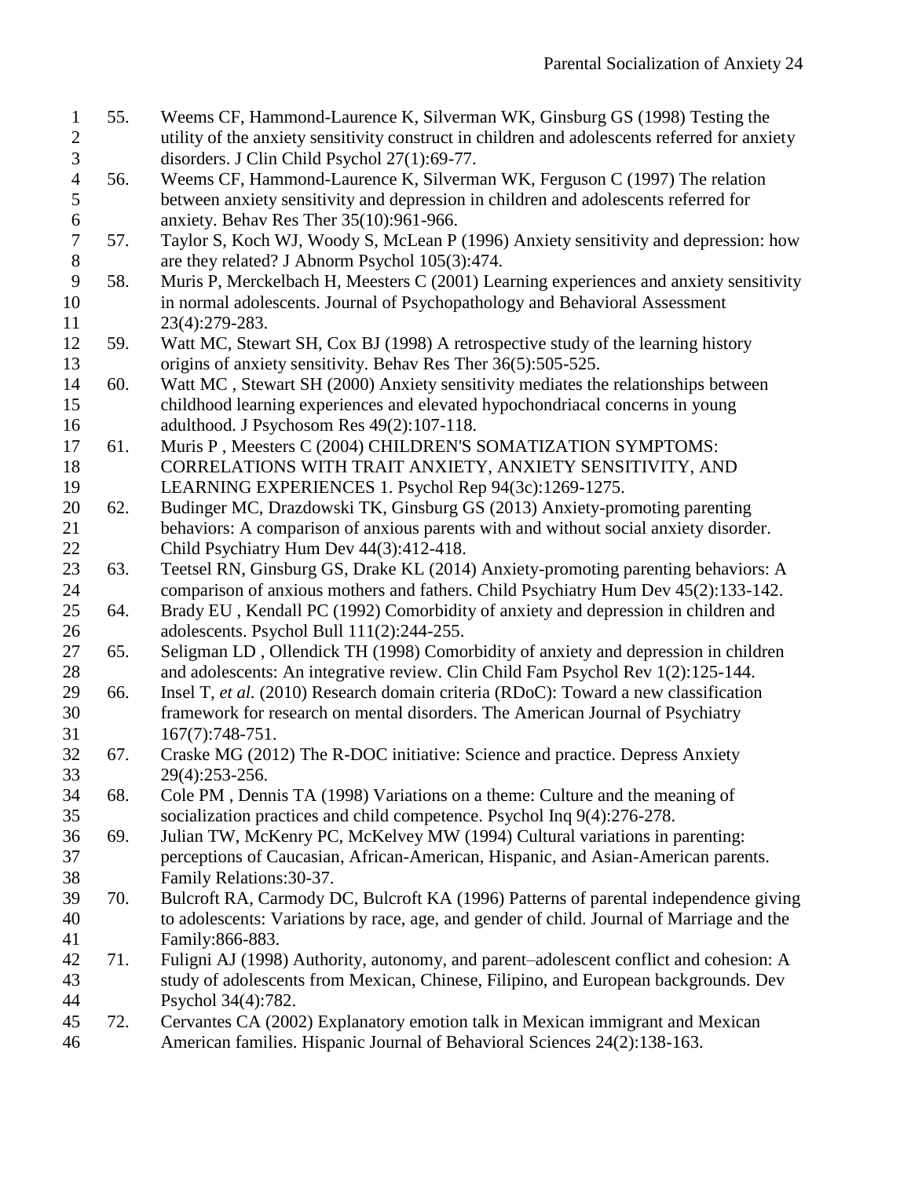55. Weems CF, Hammond-Laurence K, Silverman WK, Ginsburg GS (1998) Testing the utility of the anxiety sensitivity construct in children and adolescents referred for anxiety disorders. J Clin Child Psychol 27(1):69-77.
56. Weems CF, Hammond-Laurence K, Silverman WK, Ferguson C (1997) The relation between anxiety sensitivity and depression in children and adolescents referred for anxiety. Behav Res Ther 35(10):961-966.
57. Taylor S, Koch WJ, Woody S, McLean P (1996) Anxiety sensitivity and depression: how are they related? J Abnorm Psychol 105(3):474.
58. Muris P, Merckelbach H, Meesters C (2001) Learning experiences and anxiety sensitivity in normal adolescents. Journal of Psychopathology and Behavioral Assessment 23(4):279-283.
59. Watt MC, Stewart SH, Cox BJ (1998) A retrospective study of the learning history origins of anxiety sensitivity. Behav Res Ther 36(5):505-525.
60. Watt MC , Stewart SH (2000) Anxiety sensitivity mediates the relationships between childhood learning experiences and elevated hypochondriacal concerns in young adulthood. J Psychosom Res 49(2):107-118.
61. Muris P , Meesters C (2004) CHILDREN'S SOMATIZATION SYMPTOMS: CORRELATIONS WITH TRAIT ANXIETY, ANXIETY SENSITIVITY, AND LEARNING EXPERIENCES 1. Psychol Rep 94(3c):1269-1275.
62. Budinger MC, Drazdowski TK, Ginsburg GS (2013) Anxiety-promoting parenting behaviors: A comparison of anxious parents with and without social anxiety disorder. Child Psychiatry Hum Dev 44(3):412-418.
63. Teetsel RN, Ginsburg GS, Drake KL (2014) Anxiety-promoting parenting behaviors: A comparison of anxious mothers and fathers. Child Psychiatry Hum Dev 45(2):133-142.
64. Brady EU , Kendall PC (1992) Comorbidity of anxiety and depression in children and adolescents. Psychol Bull 111(2):244-255.
65. Seligman LD , Ollendick TH (1998) Comorbidity of anxiety and depression in children and adolescents: An integrative review. Clin Child Fam Psychol Rev 1(2):125-144.
66. Insel T, *et al.* (2010) Research domain criteria (RDoC): Toward a new classification framework for research on mental disorders. The American Journal of Psychiatry 167(7):748-751.
67. Craske MG (2012) The R-DOC initiative: Science and practice. Depress Anxiety 29(4):253-256.
68. Cole PM , Dennis TA (1998) Variations on a theme: Culture and the meaning of socialization practices and child competence. Psychol Inq 9(4):276-278.
69. Julian TW, McKenry PC, McKelvey MW (1994) Cultural variations in parenting: perceptions of Caucasian, African-American, Hispanic, and Asian-American parents. Family Relations:30-37.
70. Bulcroft RA, Carmody DC, Bulcroft KA (1996) Patterns of parental independence giving to adolescents: Variations by race, age, and gender of child. Journal of Marriage and the Family:866-883.
71. Fuligni AJ (1998) Authority, autonomy, and parent–adolescent conflict and cohesion: A study of adolescents from Mexican, Chinese, Filipino, and European backgrounds. Dev Psychol 34(4):782.
72. Cervantes CA (2002) Explanatory emotion talk in Mexican immigrant and Mexican American families. Hispanic Journal of Behavioral Sciences 24(2):138-163.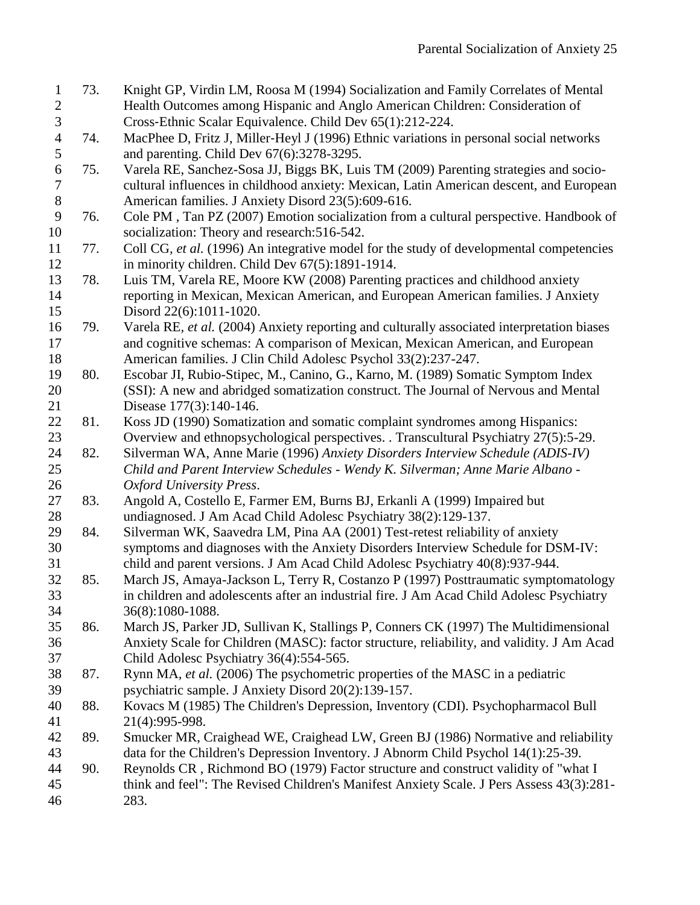73. Knight GP, Virdin LM, Roosa M (1994) Socialization and Family Correlates of Mental Health Outcomes among Hispanic and Anglo American Children: Consideration of Cross-Ethnic Scalar Equivalence. Child Dev 65(1):212-224.
74. MacPhee D, Fritz J, Miller-Heyl J (1996) Ethnic variations in personal social networks and parenting. Child Dev 67(6):3278-3295.
75. Varela RE, Sanchez-Sosa JJ, Biggs BK, Luis TM (2009) Parenting strategies and socio-cultural influences in childhood anxiety: Mexican, Latin American descent, and European American families. J Anxiety Disord 23(5):609-616.
76. Cole PM , Tan PZ (2007) Emotion socialization from a cultural perspective. Handbook of socialization: Theory and research:516-542.
77. Coll CG, *et al.* (1996) An integrative model for the study of developmental competencies in minority children. Child Dev 67(5):1891-1914.
78. Luis TM, Varela RE, Moore KW (2008) Parenting practices and childhood anxiety reporting in Mexican, Mexican American, and European American families. J Anxiety Disord 22(6):1011-1020.
79. Varela RE, *et al.* (2004) Anxiety reporting and culturally associated interpretation biases and cognitive schemas: A comparison of Mexican, Mexican American, and European American families. J Clin Child Adolesc Psychol 33(2):237-247.
80. Escobar JI, Rubio-Stipec, M., Canino, G., Karno, M. (1989) Somatic Symptom Index (SSI): A new and abridged somatization construct. The Journal of Nervous and Mental Disease 177(3):140-146.
81. Koss JD (1990) Somatization and somatic complaint syndromes among Hispanics: Overview and ethnopsychological perspectives. . Transcultural Psychiatry 27(5):5-29.
82. Silverman WA, Anne Marie (1996) *Anxiety Disorders Interview Schedule (ADIS-IV) Child and Parent Interview Schedules - Wendy K. Silverman; Anne Marie Albano - Oxford University Press*.
83. Angold A, Costello E, Farmer EM, Burns BJ, Erkanli A (1999) Impaired but undiagnosed. J Am Acad Child Adolesc Psychiatry 38(2):129-137.
84. Silverman WK, Saavedra LM, Pina AA (2001) Test-retest reliability of anxiety symptoms and diagnoses with the Anxiety Disorders Interview Schedule for DSM-IV: child and parent versions. J Am Acad Child Adolesc Psychiatry 40(8):937-944.
85. March JS, Amaya-Jackson L, Terry R, Costanzo P (1997) Posttraumatic symptomatology in children and adolescents after an industrial fire. J Am Acad Child Adolesc Psychiatry 36(8):1080-1088.
86. March JS, Parker JD, Sullivan K, Stallings P, Conners CK (1997) The Multidimensional Anxiety Scale for Children (MASC): factor structure, reliability, and validity. J Am Acad Child Adolesc Psychiatry 36(4):554-565.
87. Rynn MA, *et al.* (2006) The psychometric properties of the MASC in a pediatric psychiatric sample. J Anxiety Disord 20(2):139-157.
88. Kovacs M (1985) The Children's Depression, Inventory (CDI). Psychopharmacol Bull 21(4):995-998.
89. Smucker MR, Craighead WE, Craighead LW, Green BJ (1986) Normative and reliability data for the Children's Depression Inventory. J Abnorm Child Psychol 14(1):25-39.
90. Reynolds CR , Richmond BO (1979) Factor structure and construct validity of "what I think and feel": The Revised Children's Manifest Anxiety Scale. J Pers Assess 43(3):281-283.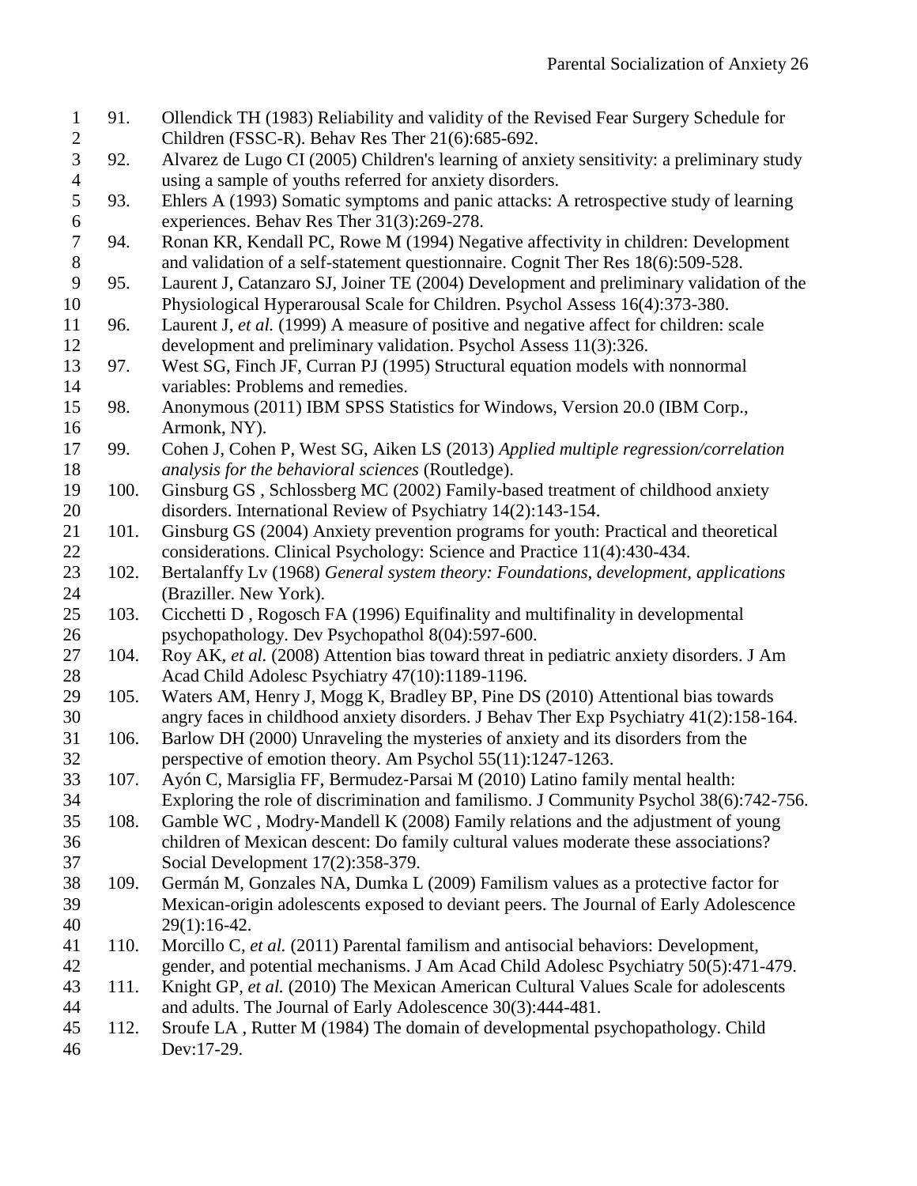91. Ollendick TH (1983) Reliability and validity of the Revised Fear Surgery Schedule for Children (FSSC-R). Behav Res Ther 21(6):685-692.
92. Alvarez de Lugo CI (2005) Children's learning of anxiety sensitivity: a preliminary study using a sample of youths referred for anxiety disorders.
93. Ehlers A (1993) Somatic symptoms and panic attacks: A retrospective study of learning experiences. Behav Res Ther 31(3):269-278.
94. Ronan KR, Kendall PC, Rowe M (1994) Negative affectivity in children: Development and validation of a self-statement questionnaire. Cognit Ther Res 18(6):509-528.
95. Laurent J, Catanzaro SJ, Joiner TE (2004) Development and preliminary validation of the Physiological Hyperarousal Scale for Children. Psychol Assess 16(4):373-380.
96. Laurent J, *et al.* (1999) A measure of positive and negative affect for children: scale development and preliminary validation. Psychol Assess 11(3):326.
97. West SG, Finch JF, Curran PJ (1995) Structural equation models with nonnormal variables: Problems and remedies.
98. Anonymous (2011) IBM SPSS Statistics for Windows, Version 20.0 (IBM Corp., Armonk, NY).
99. Cohen J, Cohen P, West SG, Aiken LS (2013) *Applied multiple regression/correlation analysis for the behavioral sciences* (Routledge).
100. Ginsburg GS , Schlossberg MC (2002) Family-based treatment of childhood anxiety disorders. International Review of Psychiatry 14(2):143-154.
101. Ginsburg GS (2004) Anxiety prevention programs for youth: Practical and theoretical considerations. Clinical Psychology: Science and Practice 11(4):430-434.
102. Bertalanffy Lv (1968) *General system theory: Foundations, development, applications* (Braziller. New York).
103. Cicchetti D , Rogosch FA (1996) Equifinality and multifinality in developmental psychopathology. Dev Psychopathol 8(04):597-600.
104. Roy AK, *et al.* (2008) Attention bias toward threat in pediatric anxiety disorders. J Am Acad Child Adolesc Psychiatry 47(10):1189-1196.
105. Waters AM, Henry J, Mogg K, Bradley BP, Pine DS (2010) Attentional bias towards angry faces in childhood anxiety disorders. J Behav Ther Exp Psychiatry 41(2):158-164.
106. Barlow DH (2000) Unraveling the mysteries of anxiety and its disorders from the perspective of emotion theory. Am Psychol 55(11):1247-1263.
107. Ayón C, Marsiglia FF, Bermudez-Parsai M (2010) Latino family mental health: Exploring the role of discrimination and familismo. J Community Psychol 38(6):742-756.
108. Gamble WC , Modry-Mandell K (2008) Family relations and the adjustment of young children of Mexican descent: Do family cultural values moderate these associations? Social Development 17(2):358-379.
109. Germán M, Gonzales NA, Dumka L (2009) Familism values as a protective factor for Mexican-origin adolescents exposed to deviant peers. The Journal of Early Adolescence 29(1):16-42.
110. Morcillo C, *et al.* (2011) Parental familism and antisocial behaviors: Development, gender, and potential mechanisms. J Am Acad Child Adolesc Psychiatry 50(5):471-479.
111. Knight GP, *et al.* (2010) The Mexican American Cultural Values Scale for adolescents and adults. The Journal of Early Adolescence 30(3):444-481.
112. Sroufe LA , Rutter M (1984) The domain of developmental psychopathology. Child Dev:17-29.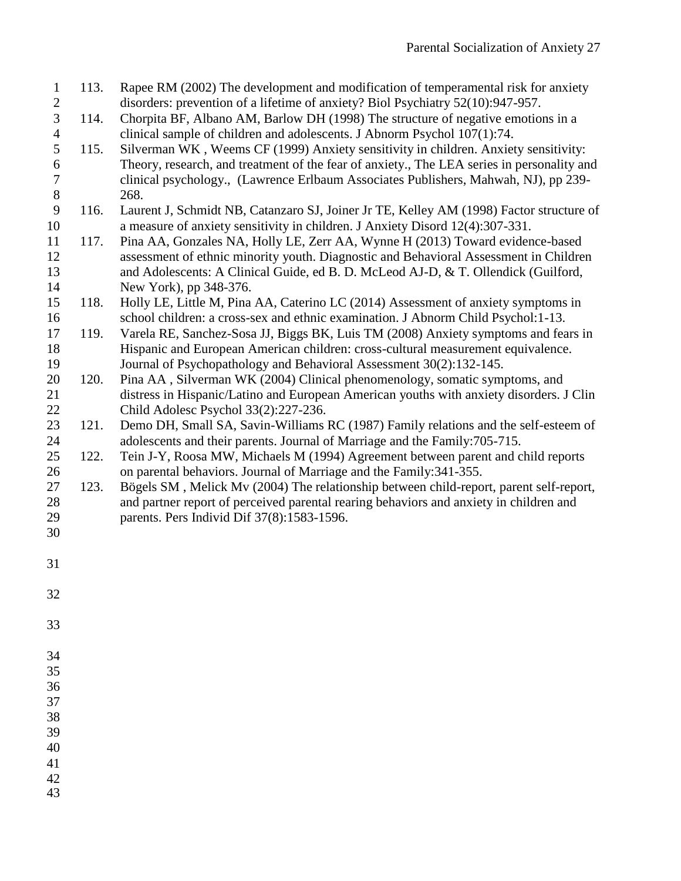113. Rapee RM (2002) The development and modification of temperamental risk for anxiety disorders: prevention of a lifetime of anxiety? Biol Psychiatry 52(10):947-957.

114. Chorpita BF, Albano AM, Barlow DH (1998) The structure of negative emotions in a clinical sample of children and adolescents. J Abnorm Psychol 107(1):74.

115. Silverman WK , Weems CF (1999) Anxiety sensitivity in children. Anxiety sensitivity: Theory, research, and treatment of the fear of anxiety., The LEA series in personality and clinical psychology., (Lawrence Erlbaum Associates Publishers, Mahwah, NJ), pp 239-268.

116. Laurent J, Schmidt NB, Catanzaro SJ, Joiner Jr TE, Kelley AM (1998) Factor structure of a measure of anxiety sensitivity in children. J Anxiety Disord 12(4):307-331.

117. Pina AA, Gonzales NA, Holly LE, Zerr AA, Wynne H (2013) Toward evidence-based assessment of ethnic minority youth. Diagnostic and Behavioral Assessment in Children and Adolescents: A Clinical Guide, ed B. D. McLeod AJ-D, & T. Ollendick (Guilford, New York), pp 348-376.

118. Holly LE, Little M, Pina AA, Caterino LC (2014) Assessment of anxiety symptoms in school children: a cross-sex and ethnic examination. J Abnorm Child Psychol:1-13.

119. Varela RE, Sanchez-Sosa JJ, Biggs BK, Luis TM (2008) Anxiety symptoms and fears in Hispanic and European American children: cross-cultural measurement equivalence. Journal of Psychopathology and Behavioral Assessment 30(2):132-145.

120. Pina AA , Silverman WK (2004) Clinical phenomenology, somatic symptoms, and distress in Hispanic/Latino and European American youths with anxiety disorders. J Clin Child Adolesc Psychol 33(2):227-236.

121. Demo DH, Small SA, Savin-Williams RC (1987) Family relations and the self-esteem of adolescents and their parents. Journal of Marriage and the Family:705-715.

122. Tein J-Y, Roosa MW, Michaels M (1994) Agreement between parent and child reports on parental behaviors. Journal of Marriage and the Family:341-355.

123. Bögels SM , Melick Mv (2004) The relationship between child-report, parent self-report, and partner report of perceived parental rearing behaviors and anxiety in children and parents. Pers Individ Dif 37(8):1583-1596.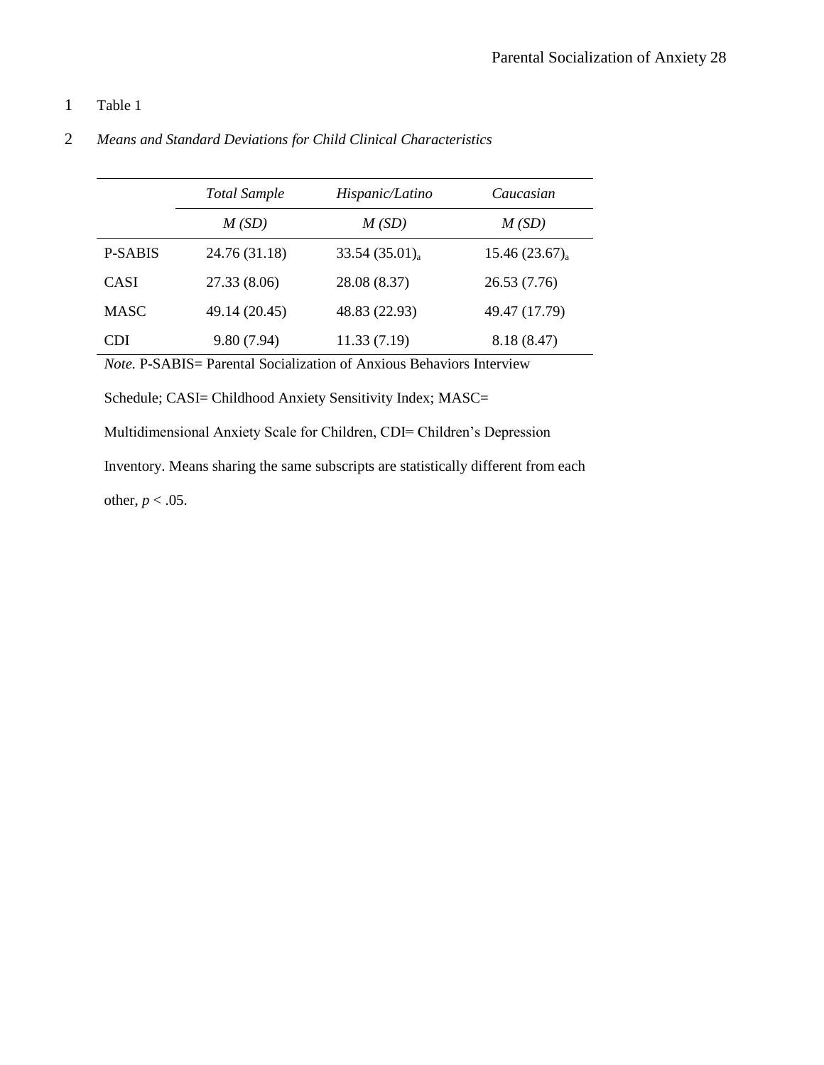Table 1

*Means and Standard Deviations for Child Clinical Characteristics*

| | *Total Sample* | *Hispanic/Latino* | *Caucasian* |
|---|---|---|---|
| | *M (SD)* | *M (SD)* | *M (SD)* |
| P-SABIS | 24.76 (31.18) | 33.54 (35.01)$_a$ | 15.46 (23.67)$_a$ |
| CASI | 27.33 (8.06) | 28.08 (8.37) | 26.53 (7.76) |
| MASC | 49.14 (20.45) | 48.83 (22.93) | 49.47 (17.79) |
| CDI | 9.80 (7.94) | 11.33 (7.19) | 8.18 (8.47) |

*Note.* P-SABIS= Parental Socialization of Anxious Behaviors Interview Schedule; CASI= Childhood Anxiety Sensitivity Index; MASC= Multidimensional Anxiety Scale for Children, CDI= Children's Depression Inventory. Means sharing the same subscripts are statistically different from each other, $p < .05$.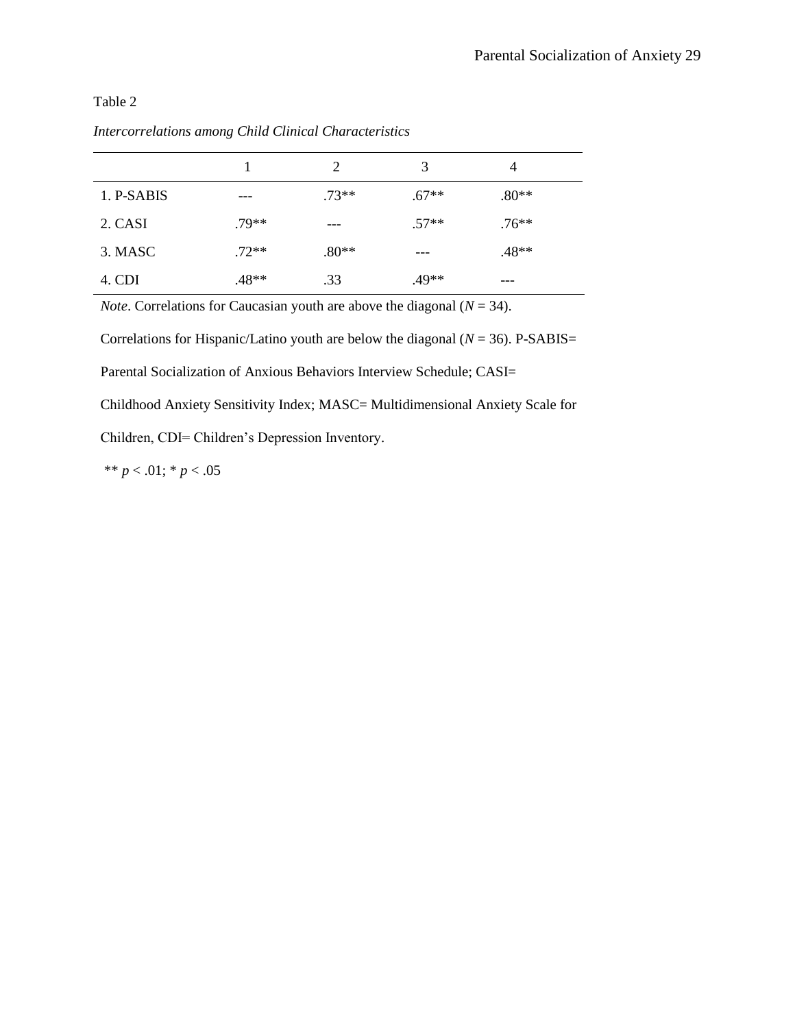Table 2

*Intercorrelations among Child Clinical Characteristics*

| | 1 | 2 | 3 | 4 |
|---|---|---|---|---|
| 1. P-SABIS | --- | .73** | .67** | .80** |
| 2. CASI | .79** | --- | .57** | .76** |
| 3. MASC | .72** | .80** | --- | .48** |
| 4. CDI | .48** | .33 | .49** | --- |

*Note*. Correlations for Caucasian youth are above the diagonal ($N$ = 34). Correlations for Hispanic/Latino youth are below the diagonal ($N$ = 36). P-SABIS= Parental Socialization of Anxious Behaviors Interview Schedule; CASI= Childhood Anxiety Sensitivity Index; MASC= Multidimensional Anxiety Scale for Children, CDI= Children's Depression Inventory.

** $p$ < .01; * $p$ < .05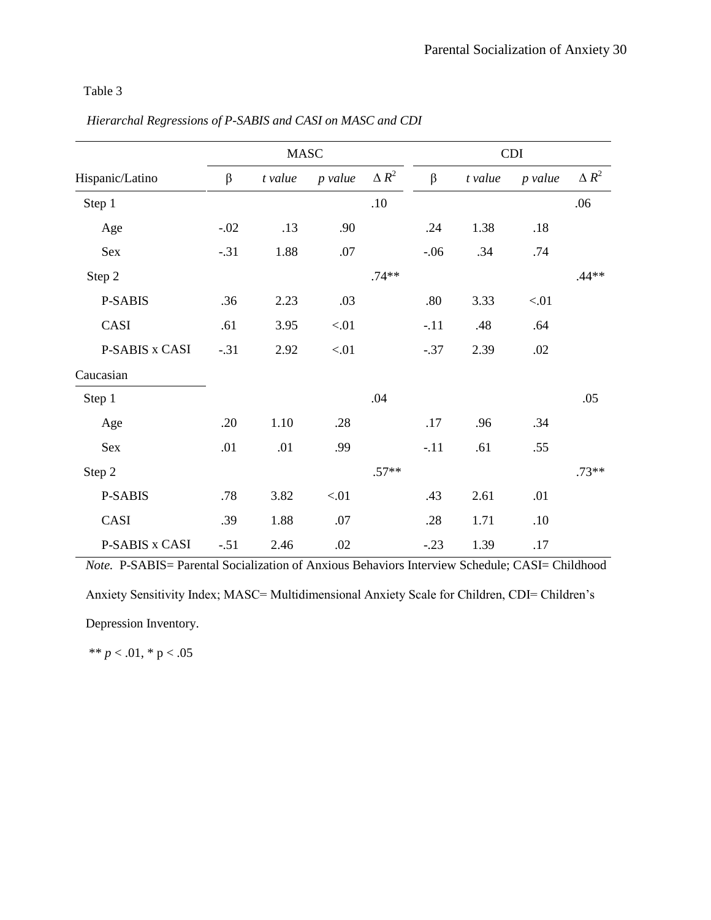Table 3

*Hierarchal Regressions of P-SABIS and CASI on MASC and CDI*

| | MASC | | | | CDI | | | |
|---|---|---|---|---|---|---|---|---|
| Hispanic/Latino | β | *t value* | *p value* | $\Delta R^2$ | β | *t value* | *p value* | $\Delta R^2$ |
| Step 1 | | | | .10 | | | | .06 |
| Age | -.02 | .13 | .90 | | .24 | 1.38 | .18 | |
| Sex | -.31 | 1.88 | .07 | | -.06 | .34 | .74 | |
| Step 2 | | | | .74** | | | | .44** |
| P-SABIS | .36 | 2.23 | .03 | | .80 | 3.33 | <.01 | |
| CASI | .61 | 3.95 | <.01 | | -.11 | .48 | .64 | |
| P-SABIS x CASI | -.31 | 2.92 | <.01 | | -.37 | 2.39 | .02 | |
| Caucasian | | | | | | | | |
| Step 1 | | | | .04 | | | | .05 |
| Age | .20 | 1.10 | .28 | | .17 | .96 | .34 | |
| Sex | .01 | .01 | .99 | | -.11 | .61 | .55 | |
| Step 2 | | | | .57** | | | | .73** |
| P-SABIS | .78 | 3.82 | <.01 | | .43 | 2.61 | .01 | |
| CASI | .39 | 1.88 | .07 | | .28 | 1.71 | .10 | |
| P-SABIS x CASI | -.51 | 2.46 | .02 | | -.23 | 1.39 | .17 | |

*Note.* P-SABIS= Parental Socialization of Anxious Behaviors Interview Schedule; CASI= Childhood Anxiety Sensitivity Index; MASC= Multidimensional Anxiety Scale for Children, CDI= Children's Depression Inventory.

** $p < .01$, * $p < .05$